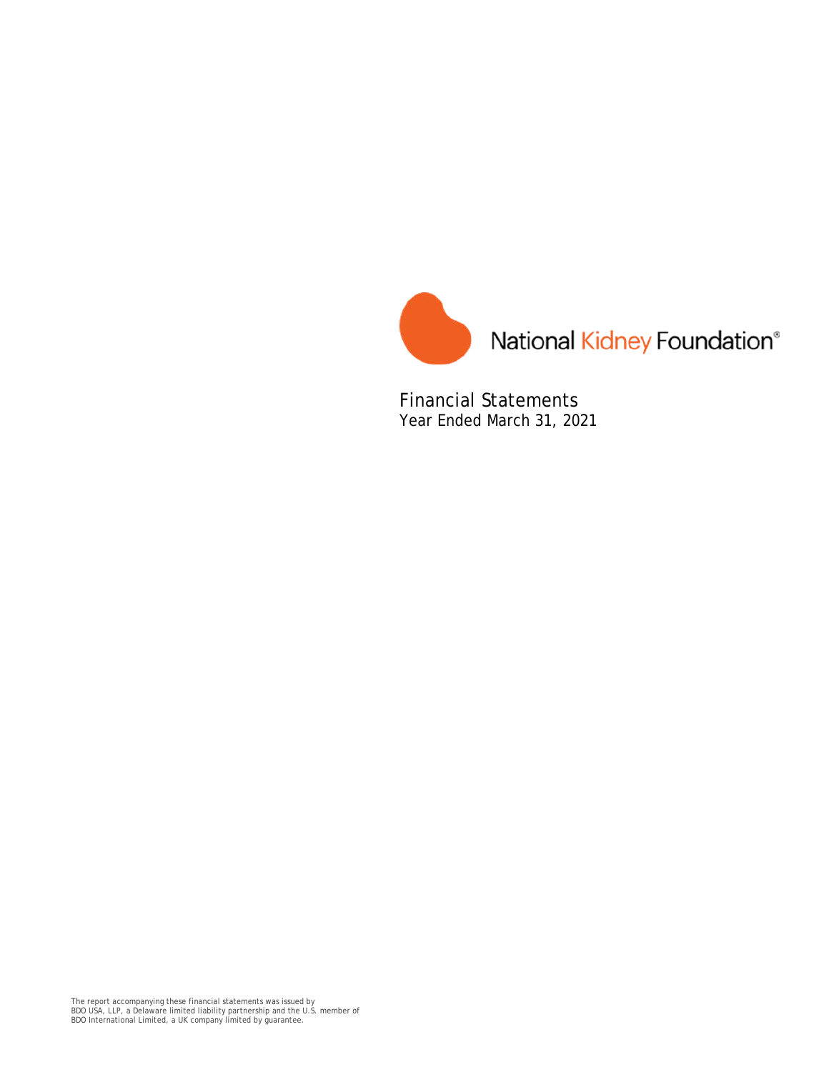National Kidney Foundation®

# Financial Statements
Year Ended March 31, 2021

The report accompanying these financial statements was issued by BDO USA, LLP, a Delaware limited liability partnership and the U.S. member of BDO International Limited, a UK company limited by guarantee.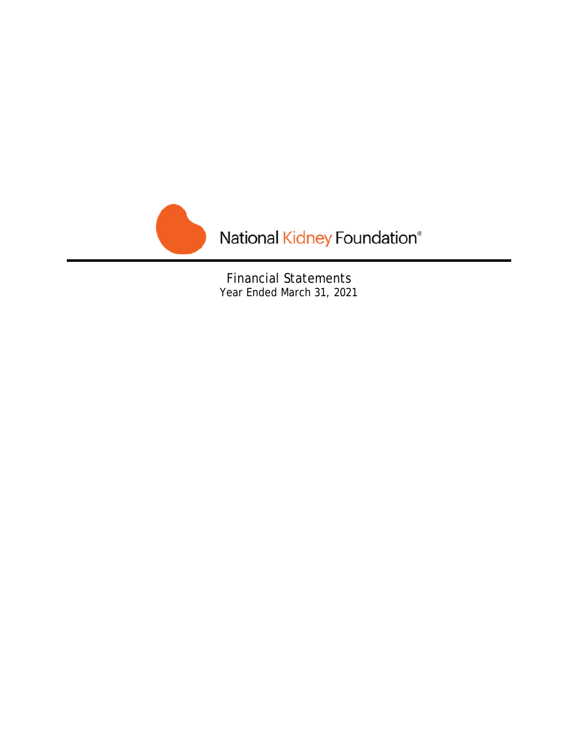National Kidney Foundation®

# Financial Statements

Year Ended March 31, 2021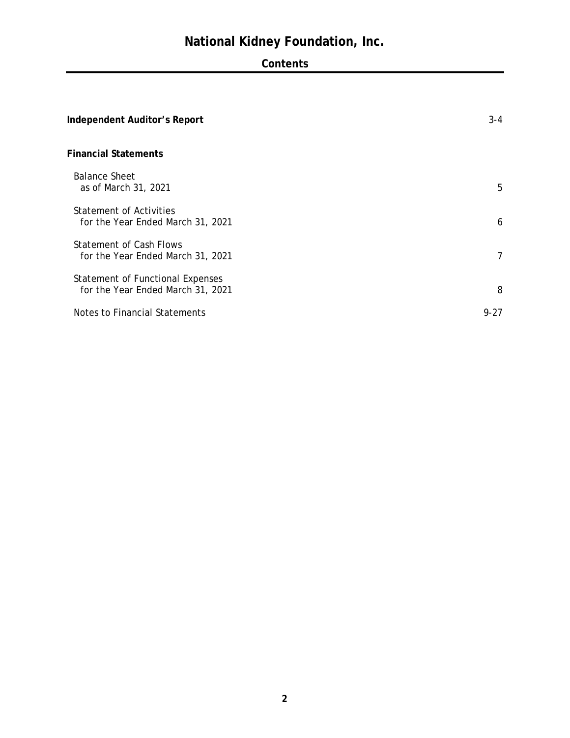# National Kidney Foundation, Inc.

## Contents

| | |
|---|---|
| **Independent Auditor's Report** | 3-4 |
| **Financial Statements** | |
| Balance Sheet as of March 31, 2021 | 5 |
| Statement of Activities for the Year Ended March 31, 2021 | 6 |
| Statement of Cash Flows for the Year Ended March 31, 2021 | 7 |
| Statement of Functional Expenses for the Year Ended March 31, 2021 | 8 |
| Notes to Financial Statements | 9-27 |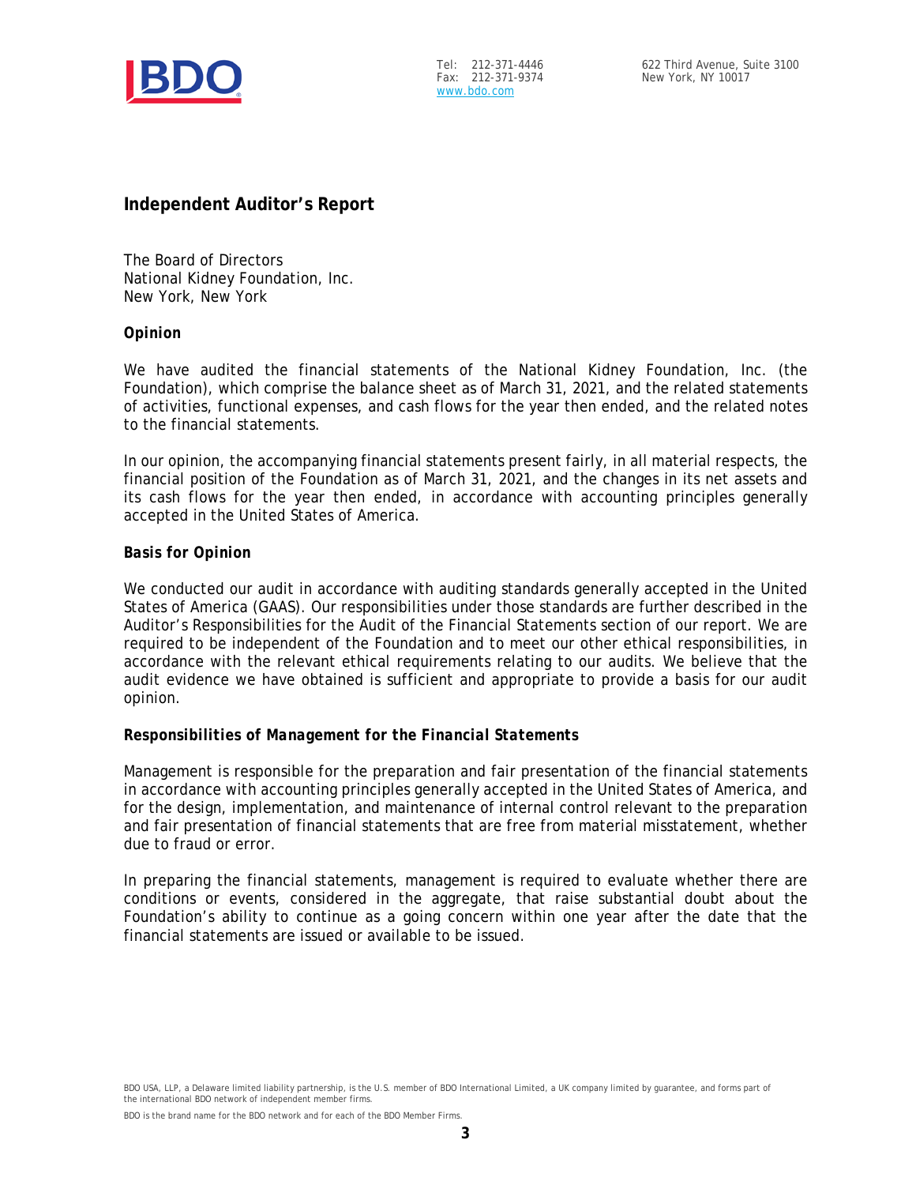# Independent Auditor's Report

The Board of Directors
National Kidney Foundation, Inc.
New York, New York

### Opinion

We have audited the financial statements of the National Kidney Foundation, Inc. (the Foundation), which comprise the balance sheet as of March 31, 2021, and the related statements of activities, functional expenses, and cash flows for the year then ended, and the related notes to the financial statements.

In our opinion, the accompanying financial statements present fairly, in all material respects, the financial position of the Foundation as of March 31, 2021, and the changes in its net assets and its cash flows for the year then ended, in accordance with accounting principles generally accepted in the United States of America.

### Basis for Opinion

We conducted our audit in accordance with auditing standards generally accepted in the United States of America (GAAS). Our responsibilities under those standards are further described in the Auditor's Responsibilities for the Audit of the Financial Statements section of our report. We are required to be independent of the Foundation and to meet our other ethical responsibilities, in accordance with the relevant ethical requirements relating to our audits. We believe that the audit evidence we have obtained is sufficient and appropriate to provide a basis for our audit opinion.

### Responsibilities of Management for the Financial Statements

Management is responsible for the preparation and fair presentation of the financial statements in accordance with accounting principles generally accepted in the United States of America, and for the design, implementation, and maintenance of internal control relevant to the preparation and fair presentation of financial statements that are free from material misstatement, whether due to fraud or error.

In preparing the financial statements, management is required to evaluate whether there are conditions or events, considered in the aggregate, that raise substantial doubt about the Foundation's ability to continue as a going concern within one year after the date that the financial statements are issued or available to be issued.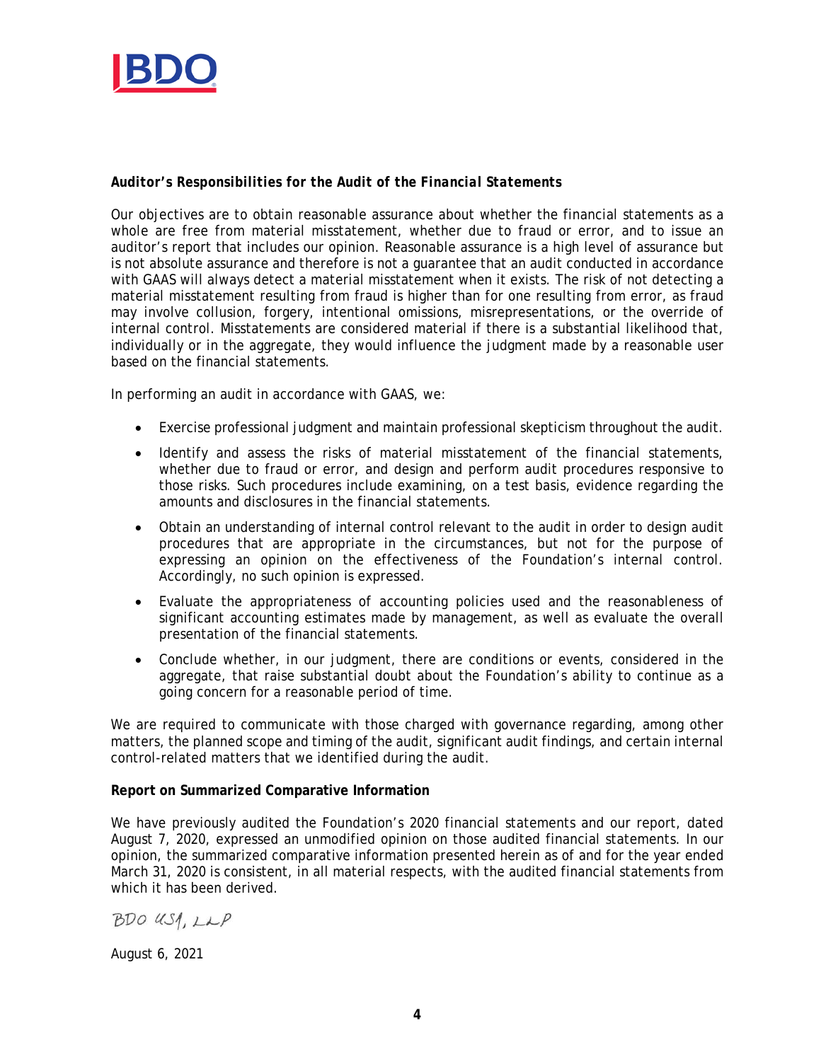***Auditor's Responsibilities for the Audit of the Financial Statements***

Our objectives are to obtain reasonable assurance about whether the financial statements as a whole are free from material misstatement, whether due to fraud or error, and to issue an auditor's report that includes our opinion. Reasonable assurance is a high level of assurance but is not absolute assurance and therefore is not a guarantee that an audit conducted in accordance with GAAS will always detect a material misstatement when it exists. The risk of not detecting a material misstatement resulting from fraud is higher than for one resulting from error, as fraud may involve collusion, forgery, intentional omissions, misrepresentations, or the override of internal control. Misstatements are considered material if there is a substantial likelihood that, individually or in the aggregate, they would influence the judgment made by a reasonable user based on the financial statements.

In performing an audit in accordance with GAAS, we:

- Exercise professional judgment and maintain professional skepticism throughout the audit.
- Identify and assess the risks of material misstatement of the financial statements, whether due to fraud or error, and design and perform audit procedures responsive to those risks. Such procedures include examining, on a test basis, evidence regarding the amounts and disclosures in the financial statements.
- Obtain an understanding of internal control relevant to the audit in order to design audit procedures that are appropriate in the circumstances, but not for the purpose of expressing an opinion on the effectiveness of the Foundation's internal control. Accordingly, no such opinion is expressed.
- Evaluate the appropriateness of accounting policies used and the reasonableness of significant accounting estimates made by management, as well as evaluate the overall presentation of the financial statements.
- Conclude whether, in our judgment, there are conditions or events, considered in the aggregate, that raise substantial doubt about the Foundation's ability to continue as a going concern for a reasonable period of time.

We are required to communicate with those charged with governance regarding, among other matters, the planned scope and timing of the audit, significant audit findings, and certain internal control-related matters that we identified during the audit.

**Report on Summarized Comparative Information**

We have previously audited the Foundation's 2020 financial statements and our report, dated August 7, 2020, expressed an unmodified opinion on those audited financial statements. In our opinion, the summarized comparative information presented herein as of and for the year ended March 31, 2020 is consistent, in all material respects, with the audited financial statements from which it has been derived.

BDO USA, LLP

August 6, 2021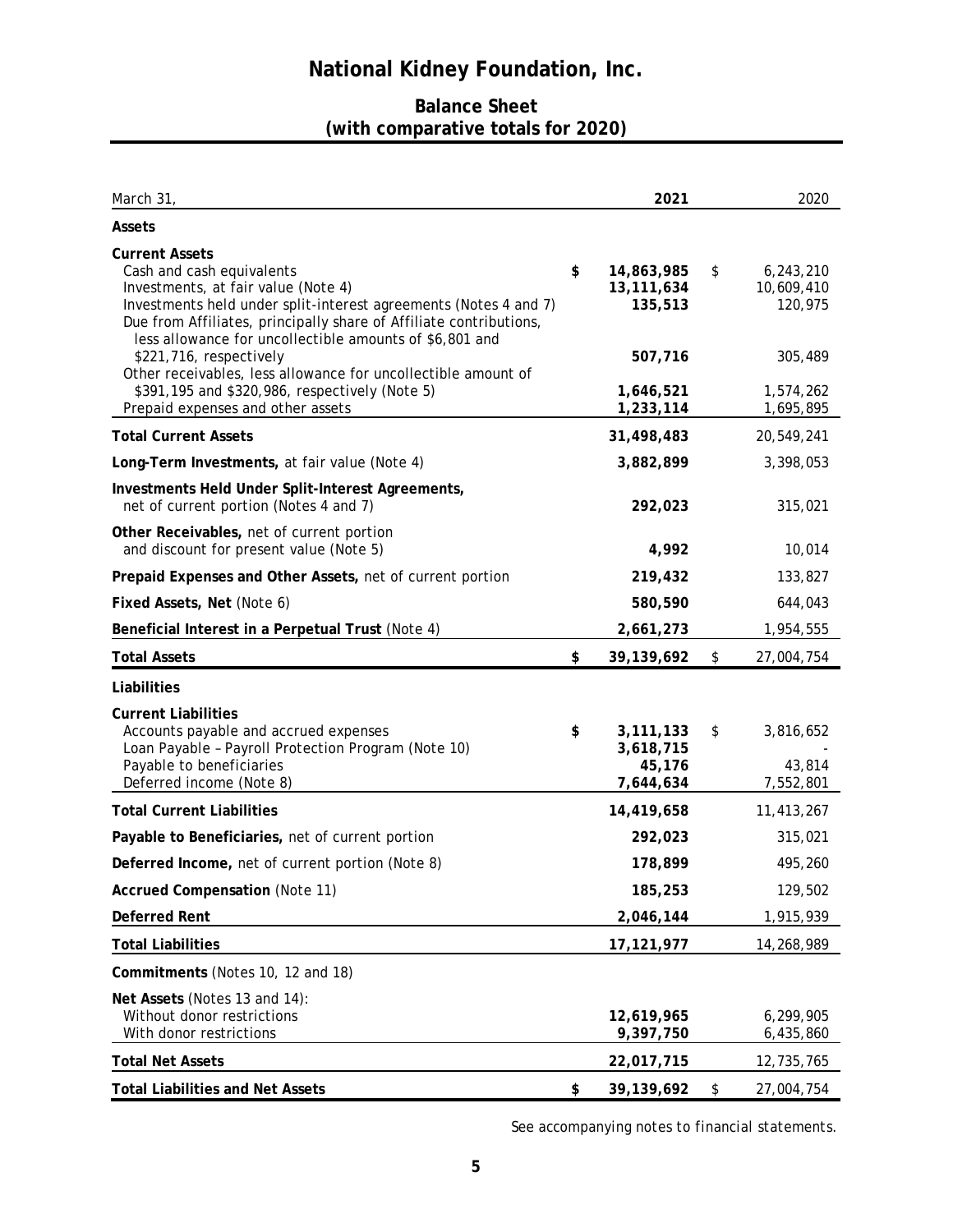# National Kidney Foundation, Inc.

## Balance Sheet
## (with comparative totals for 2020)

| March 31, | 2021 | 2020 |
|---|---|---|
| **Assets** | | |
| **Current Assets** | | |
| Cash and cash equivalents | $ 14,863,985 | $ 6,243,210 |
| Investments, at fair value (Note 4) | 13,111,634 | 10,609,410 |
| Investments held under split-interest agreements (Notes 4 and 7) | 135,513 | 120,975 |
| Due from Affiliates, principally share of Affiliate contributions, less allowance for uncollectible amounts of $6,801 and $221,716, respectively | 507,716 | 305,489 |
| Other receivables, less allowance for uncollectible amount of $391,195 and $320,986, respectively (Note 5) | 1,646,521 | 1,574,262 |
| Prepaid expenses and other assets | 1,233,114 | 1,695,895 |
| **Total Current Assets** | 31,498,483 | 20,549,241 |
| **Long-Term Investments,** at fair value (Note 4) | 3,882,899 | 3,398,053 |
| **Investments Held Under Split-Interest Agreements,** net of current portion (Notes 4 and 7) | 292,023 | 315,021 |
| **Other Receivables,** net of current portion and discount for present value (Note 5) | 4,992 | 10,014 |
| **Prepaid Expenses and Other Assets,** net of current portion | 219,432 | 133,827 |
| **Fixed Assets, Net** (Note 6) | 580,590 | 644,043 |
| **Beneficial Interest in a Perpetual Trust** (Note 4) | 2,661,273 | 1,954,555 |
| **Total Assets** | $ 39,139,692 | $ 27,004,754 |
| **Liabilities** | | |
| **Current Liabilities** | | |
| Accounts payable and accrued expenses | $ 3,111,133 | $ 3,816,652 |
| Loan Payable – Payroll Protection Program (Note 10) | 3,618,715 | - |
| Payable to beneficiaries | 45,176 | 43,814 |
| Deferred income (Note 8) | 7,644,634 | 7,552,801 |
| **Total Current Liabilities** | 14,419,658 | 11,413,267 |
| **Payable to Beneficiaries,** net of current portion | 292,023 | 315,021 |
| **Deferred Income,** net of current portion (Note 8) | 178,899 | 495,260 |
| **Accrued Compensation** (Note 11) | 185,253 | 129,502 |
| **Deferred Rent** | 2,046,144 | 1,915,939 |
| **Total Liabilities** | 17,121,977 | 14,268,989 |
| **Commitments** (Notes 10, 12 and 18) | | |
| **Net Assets** (Notes 13 and 14): | | |
| Without donor restrictions | 12,619,965 | 6,299,905 |
| With donor restrictions | 9,397,750 | 6,435,860 |
| **Total Net Assets** | 22,017,715 | 12,735,765 |
| **Total Liabilities and Net Assets** | $ 39,139,692 | $ 27,004,754 |

*See accompanying notes to financial statements.*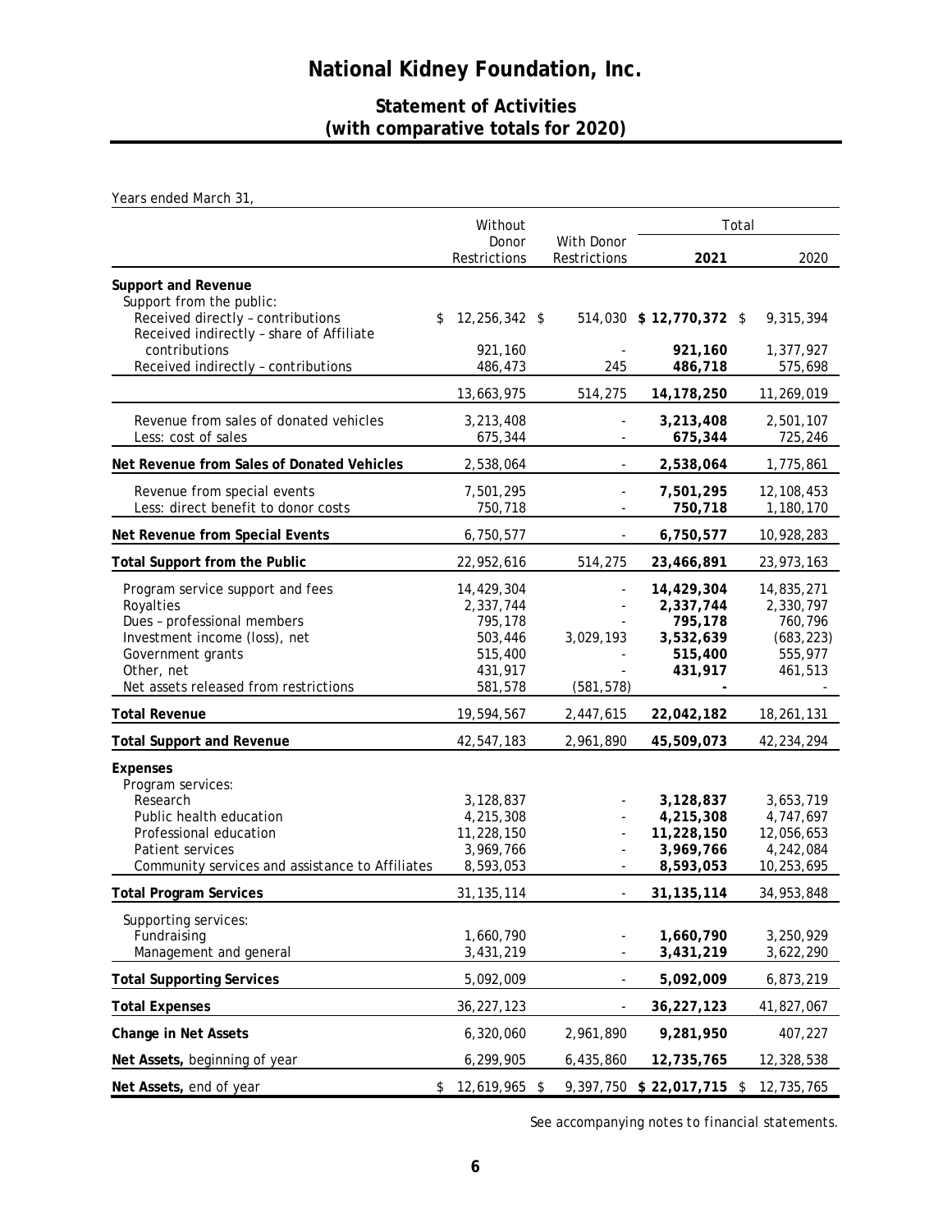# National Kidney Foundation, Inc.

## Statement of Activities
## (with comparative totals for 2020)

Years ended March 31,

| | Without Donor Restrictions | With Donor Restrictions | Total 2021 | Total 2020 |
|---|---|---|---|---|
| **Support and Revenue** | | | | |
| Support from the public: | | | | |
| Received directly – contributions | $ 12,256,342 | $ 514,030 | **$ 12,770,372** | $ 9,315,394 |
| Received indirectly – share of Affiliate contributions | 921,160 | - | **921,160** | 1,377,927 |
| Received indirectly – contributions | 486,473 | 245 | **486,718** | 575,698 |
| | 13,663,975 | 514,275 | **14,178,250** | 11,269,019 |
| Revenue from sales of donated vehicles | 3,213,408 | - | **3,213,408** | 2,501,107 |
| Less: cost of sales | 675,344 | - | **675,344** | 725,246 |
| **Net Revenue from Sales of Donated Vehicles** | 2,538,064 | - | **2,538,064** | 1,775,861 |
| Revenue from special events | 7,501,295 | - | **7,501,295** | 12,108,453 |
| Less: direct benefit to donor costs | 750,718 | - | **750,718** | 1,180,170 |
| **Net Revenue from Special Events** | 6,750,577 | - | **6,750,577** | 10,928,283 |
| **Total Support from the Public** | 22,952,616 | 514,275 | **23,466,891** | 23,973,163 |
| Program service support and fees | 14,429,304 | - | **14,429,304** | 14,835,271 |
| Royalties | 2,337,744 | - | **2,337,744** | 2,330,797 |
| Dues – professional members | 795,178 | - | **795,178** | 760,796 |
| Investment income (loss), net | 503,446 | 3,029,193 | **3,532,639** | (683,223) |
| Government grants | 515,400 | - | **515,400** | 555,977 |
| Other, net | 431,917 | - | **431,917** | 461,513 |
| Net assets released from restrictions | 581,578 | (581,578) | **-** | - |
| **Total Revenue** | 19,594,567 | 2,447,615 | **22,042,182** | 18,261,131 |
| **Total Support and Revenue** | 42,547,183 | 2,961,890 | **45,509,073** | 42,234,294 |
| **Expenses** | | | | |
| Program services: | | | | |
| Research | 3,128,837 | - | **3,128,837** | 3,653,719 |
| Public health education | 4,215,308 | - | **4,215,308** | 4,747,697 |
| Professional education | 11,228,150 | - | **11,228,150** | 12,056,653 |
| Patient services | 3,969,766 | - | **3,969,766** | 4,242,084 |
| Community services and assistance to Affiliates | 8,593,053 | - | **8,593,053** | 10,253,695 |
| **Total Program Services** | 31,135,114 | - | **31,135,114** | 34,953,848 |
| Supporting services: | | | | |
| Fundraising | 1,660,790 | - | **1,660,790** | 3,250,929 |
| Management and general | 3,431,219 | - | **3,431,219** | 3,622,290 |
| **Total Supporting Services** | 5,092,009 | - | **5,092,009** | 6,873,219 |
| **Total Expenses** | 36,227,123 | - | **36,227,123** | 41,827,067 |
| **Change in Net Assets** | 6,320,060 | 2,961,890 | **9,281,950** | 407,227 |
| **Net Assets,** beginning of year | 6,299,905 | 6,435,860 | **12,735,765** | 12,328,538 |
| **Net Assets,** end of year | $ 12,619,965 | $ 9,397,750 | **$ 22,017,715** | $ 12,735,765 |

*See accompanying notes to financial statements.*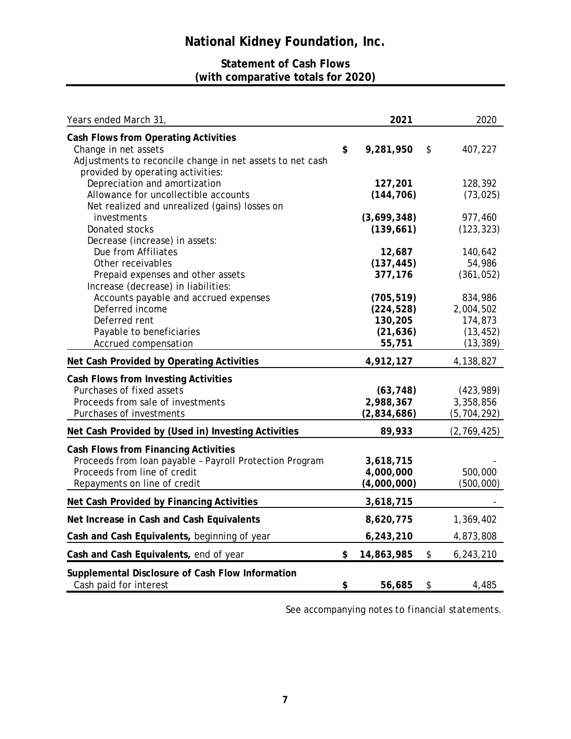# National Kidney Foundation, Inc.

## Statement of Cash Flows
## (with comparative totals for 2020)

| Years ended March 31, | 2021 | 2020 |
|---|---|---|
| **Cash Flows from Operating Activities** | | |
| Change in net assets | **$ 9,281,950** | $ 407,227 |
| Adjustments to reconcile change in net assets to net cash provided by operating activities: | | |
| Depreciation and amortization | **127,201** | 128,392 |
| Allowance for uncollectible accounts | **(144,706)** | (73,025) |
| Net realized and unrealized (gains) losses on investments | **(3,699,348)** | 977,460 |
| Donated stocks | **(139,661)** | (123,323) |
| Decrease (increase) in assets: | | |
| Due from Affiliates | **12,687** | 140,642 |
| Other receivables | **(137,445)** | 54,986 |
| Prepaid expenses and other assets | **377,176** | (361,052) |
| Increase (decrease) in liabilities: | | |
| Accounts payable and accrued expenses | **(705,519)** | 834,986 |
| Deferred income | **(224,528)** | 2,004,502 |
| Deferred rent | **130,205** | 174,873 |
| Payable to beneficiaries | **(21,636)** | (13,452) |
| Accrued compensation | **55,751** | (13,389) |
| **Net Cash Provided by Operating Activities** | **4,912,127** | 4,138,827 |
| **Cash Flows from Investing Activities** | | |
| Purchases of fixed assets | **(63,748)** | (423,989) |
| Proceeds from sale of investments | **2,988,367** | 3,358,856 |
| Purchases of investments | **(2,834,686)** | (5,704,292) |
| **Net Cash Provided by (Used in) Investing Activities** | **89,933** | (2,769,425) |
| **Cash Flows from Financing Activities** | | |
| Proceeds from loan payable – Payroll Protection Program | **3,618,715** | - |
| Proceeds from line of credit | **4,000,000** | 500,000 |
| Repayments on line of credit | **(4,000,000)** | (500,000) |
| **Net Cash Provided by Financing Activities** | **3,618,715** | - |
| **Net Increase in Cash and Cash Equivalents** | **8,620,775** | 1,369,402 |
| **Cash and Cash Equivalents,** beginning of year | **6,243,210** | 4,873,808 |
| **Cash and Cash Equivalents,** end of year | **$ 14,863,985** | $ 6,243,210 |
| **Supplemental Disclosure of Cash Flow Information** | | |
| Cash paid for interest | **$ 56,685** | $ 4,485 |

*See accompanying notes to financial statements.*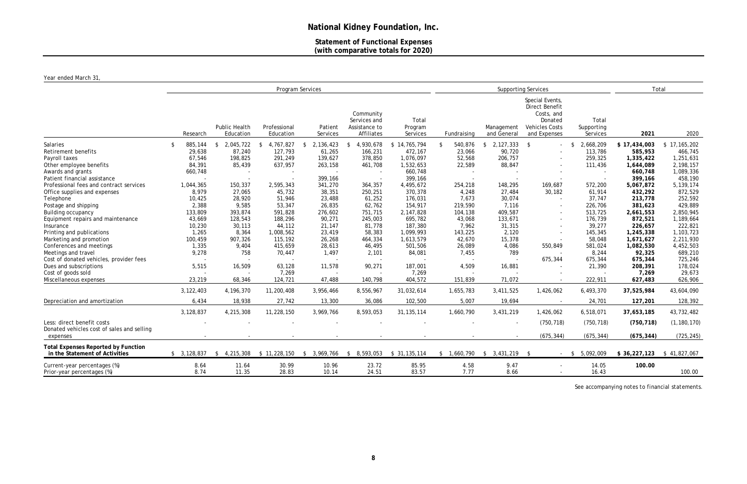# National Kidney Foundation, Inc.

## Statement of Functional Expenses (with comparative totals for 2020)

Year ended March 31,

| | Program Services | | | | | | Supporting Services | | | | Total | |
|---|---|---|---|---|---|---|---|---|---|---|---|---|
| | Research | Public Health Education | Professional Education | Patient Services | Community Services and Assistance to Affiliates | Total Program Services | Fundraising | Management and General | Special Events, Direct Benefit Costs, and Donated Vehicles Costs and Expenses | Total Supporting Services | **2021** | 2020 |
| Salaries | $ 885,144 | $ 2,045,722 | $ 4,767,827 | $ 2,136,423 | $ 4,930,678 | $ 14,765,794 | $ 540,876 | $ 2,127,333 | $ - | $ 2,668,209 | **$ 17,434,003** | $ 17,165,202 |
| Retirement benefits | 29,638 | 87,240 | 127,793 | 61,265 | 166,231 | 472,167 | 23,066 | 90,720 | - | 113,786 | **585,953** | 466,745 |
| Payroll taxes | 67,546 | 198,825 | 291,249 | 139,627 | 378,850 | 1,076,097 | 52,568 | 206,757 | - | 259,325 | **1,335,422** | 1,251,631 |
| Other employee benefits | 84,391 | 85,439 | 637,957 | 263,158 | 461,708 | 1,532,653 | 22,589 | 88,847 | - | 111,436 | **1,644,089** | 2,198,157 |
| Awards and grants | 660,748 | - | - | - | - | 660,748 | - | - | - | - | **660,748** | 1,089,336 |
| Patient financial assistance | - | - | - | 399,166 | - | 399,166 | - | - | - | - | **399,166** | 458,190 |
| Professional fees and contract services | 1,044,365 | 150,337 | 2,595,343 | 341,270 | 364,357 | 4,495,672 | 254,218 | 148,295 | 169,687 | 572,200 | **5,067,872** | 5,139,174 |
| Office supplies and expenses | 8,979 | 27,065 | 45,732 | 38,351 | 250,251 | 370,378 | 4,248 | 27,484 | 30,182 | 61,914 | **432,292** | 872,529 |
| Telephone | 10,425 | 28,920 | 51,946 | 23,488 | 61,252 | 176,031 | 7,673 | 30,074 | - | 37,747 | **213,778** | 252,592 |
| Postage and shipping | 2,388 | 9,585 | 53,347 | 26,835 | 62,762 | 154,917 | 219,590 | 7,116 | - | 226,706 | **381,623** | 429,889 |
| Building occupancy | 133,809 | 393,874 | 591,828 | 276,602 | 751,715 | 2,147,828 | 104,138 | 409,587 | - | 513,725 | **2,661,553** | 2,850,945 |
| Equipment repairs and maintenance | 43,669 | 128,543 | 188,296 | 90,271 | 245,003 | 695,782 | 43,068 | 133,671 | - | 176,739 | **872,521** | 1,189,664 |
| Insurance | 10,230 | 30,113 | 44,112 | 21,147 | 81,778 | 187,380 | 7,962 | 31,315 | - | 39,277 | **226,657** | 222,821 |
| Printing and publications | 1,265 | 8,364 | 1,008,562 | 23,419 | 58,383 | 1,099,993 | 143,225 | 2,120 | - | 145,345 | **1,245,338** | 1,103,723 |
| Marketing and promotion | 100,459 | 907,326 | 115,192 | 26,268 | 464,334 | 1,613,579 | 42,670 | 15,378 | - | 58,048 | **1,671,627** | 2,211,930 |
| Conferences and meetings | 1,335 | 9,404 | 415,659 | 28,613 | 46,495 | 501,506 | 26,089 | 4,086 | 550,849 | 581,024 | **1,082,530** | 4,452,503 |
| Meetings and travel | 9,278 | 758 | 70,447 | 1,497 | 2,101 | 84,081 | 7,455 | 789 | - | 8,244 | **92,325** | 689,210 |
| Cost of donated vehicles, provider fees | - | - | - | - | - | - | - | - | 675,344 | 675,344 | **675,344** | 725,246 |
| Dues and subscriptions | 5,515 | 16,509 | 63,128 | 11,578 | 90,271 | 187,001 | 4,509 | 16,881 | - | 21,390 | **208,391** | 178,024 |
| Cost of goods sold | - | - | 7,269 | - | - | 7,269 | - | - | - | - | **7,269** | 29,673 |
| Miscellaneous expenses | 23,219 | 68,346 | 124,721 | 47,488 | 140,798 | 404,572 | 151,839 | 71,072 | - | 222,911 | **627,483** | 626,906 |
| | 3,122,403 | 4,196,370 | 11,200,408 | 3,956,466 | 8,556,967 | 31,032,614 | 1,655,783 | 3,411,525 | 1,426,062 | 6,493,370 | **37,525,984** | 43,604,090 |
| Depreciation and amortization | 6,434 | 18,938 | 27,742 | 13,300 | 36,086 | 102,500 | 5,007 | 19,694 | - | 24,701 | **127,201** | 128,392 |
| | 3,128,837 | 4,215,308 | 11,228,150 | 3,969,766 | 8,593,053 | 31,135,114 | 1,660,790 | 3,431,219 | 1,426,062 | 6,518,071 | **37,653,185** | 43,732,482 |
| Less: direct benefit costs | - | - | - | - | - | - | - | - | (750,718) | (750,718) | **(750,718)** | (1,180,170) |
| Donated vehicles cost of sales and selling expenses | - | - | - | - | - | - | - | - | (675,344) | (675,344) | **(675,344)** | (725,245) |
| **Total Expenses Reported by Function in the Statement of Activities** | $ 3,128,837 | $ 4,215,308 | $ 11,228,150 | $ 3,969,766 | $ 8,593,053 | $ 31,135,114 | $ 1,660,790 | $ 3,431,219 | $ - | $ 5,092,009 | **$ 36,227,123** | $ 41,827,067 |
| Current-year percentages (%) | 8.64 | 11.64 | 30.99 | 10.96 | 23.72 | 85.95 | 4.58 | 9.47 | - | 14.05 | **100.00** | |
| Prior-year percentages (%) | 8.74 | 11.35 | 28.83 | 10.14 | 24.51 | 83.57 | 7.77 | 8.66 | - | 16.43 | | 100.00 |

See accompanying notes to financial statements.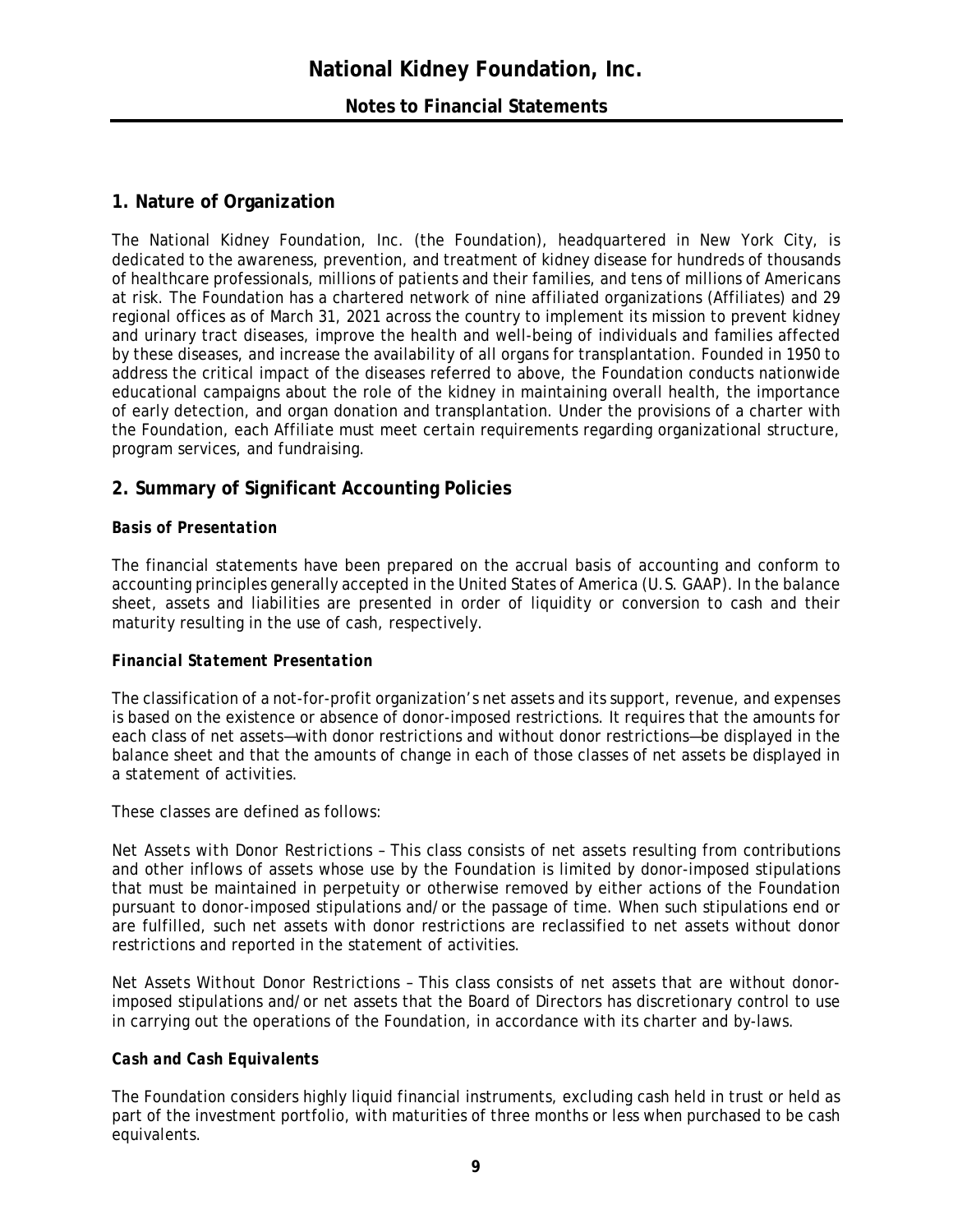# National Kidney Foundation, Inc.

## Notes to Financial Statements

## 1. Nature of Organization

The National Kidney Foundation, Inc. (the Foundation), headquartered in New York City, is dedicated to the awareness, prevention, and treatment of kidney disease for hundreds of thousands of healthcare professionals, millions of patients and their families, and tens of millions of Americans at risk. The Foundation has a chartered network of nine affiliated organizations (Affiliates) and 29 regional offices as of March 31, 2021 across the country to implement its mission to prevent kidney and urinary tract diseases, improve the health and well-being of individuals and families affected by these diseases, and increase the availability of all organs for transplantation. Founded in 1950 to address the critical impact of the diseases referred to above, the Foundation conducts nationwide educational campaigns about the role of the kidney in maintaining overall health, the importance of early detection, and organ donation and transplantation. Under the provisions of a charter with the Foundation, each Affiliate must meet certain requirements regarding organizational structure, program services, and fundraising.

## 2. Summary of Significant Accounting Policies

### *Basis of Presentation*

The financial statements have been prepared on the accrual basis of accounting and conform to accounting principles generally accepted in the United States of America (U.S. GAAP). In the balance sheet, assets and liabilities are presented in order of liquidity or conversion to cash and their maturity resulting in the use of cash, respectively.

### *Financial Statement Presentation*

The classification of a not-for-profit organization's net assets and its support, revenue, and expenses is based on the existence or absence of donor-imposed restrictions. It requires that the amounts for each class of net assets—with donor restrictions and without donor restrictions—be displayed in the balance sheet and that the amounts of change in each of those classes of net assets be displayed in a statement of activities.

These classes are defined as follows:

*Net Assets with Donor Restrictions* – This class consists of net assets resulting from contributions and other inflows of assets whose use by the Foundation is limited by donor-imposed stipulations that must be maintained in perpetuity or otherwise removed by either actions of the Foundation pursuant to donor-imposed stipulations and/or the passage of time. When such stipulations end or are fulfilled, such net assets with donor restrictions are reclassified to net assets without donor restrictions and reported in the statement of activities.

*Net Assets Without Donor Restrictions* – This class consists of net assets that are without donor-imposed stipulations and/or net assets that the Board of Directors has discretionary control to use in carrying out the operations of the Foundation, in accordance with its charter and by-laws.

### *Cash and Cash Equivalents*

The Foundation considers highly liquid financial instruments, excluding cash held in trust or held as part of the investment portfolio, with maturities of three months or less when purchased to be cash equivalents.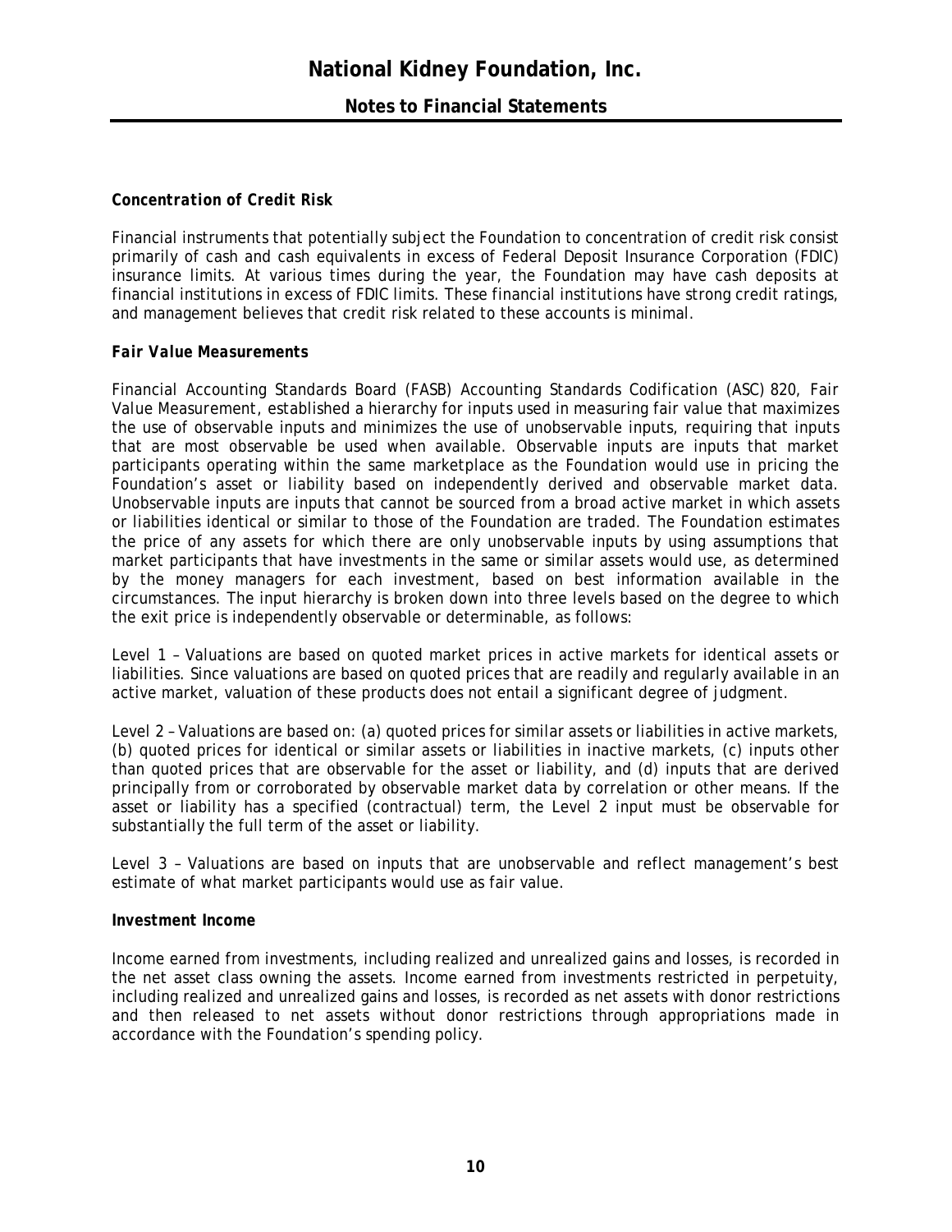***Concentration of Credit Risk***

Financial instruments that potentially subject the Foundation to concentration of credit risk consist primarily of cash and cash equivalents in excess of Federal Deposit Insurance Corporation (FDIC) insurance limits. At various times during the year, the Foundation may have cash deposits at financial institutions in excess of FDIC limits. These financial institutions have strong credit ratings, and management believes that credit risk related to these accounts is minimal.

***Fair Value Measurements***

Financial Accounting Standards Board (FASB) Accounting Standards Codification (ASC) 820, Fair Value Measurement, established a hierarchy for inputs used in measuring fair value that maximizes the use of observable inputs and minimizes the use of unobservable inputs, requiring that inputs that are most observable be used when available. Observable inputs are inputs that market participants operating within the same marketplace as the Foundation would use in pricing the Foundation's asset or liability based on independently derived and observable market data. Unobservable inputs are inputs that cannot be sourced from a broad active market in which assets or liabilities identical or similar to those of the Foundation are traded. The Foundation estimates the price of any assets for which there are only unobservable inputs by using assumptions that market participants that have investments in the same or similar assets would use, as determined by the money managers for each investment, based on best information available in the circumstances. The input hierarchy is broken down into three levels based on the degree to which the exit price is independently observable or determinable, as follows:

Level 1 – Valuations are based on quoted market prices in active markets for identical assets or liabilities. Since valuations are based on quoted prices that are readily and regularly available in an active market, valuation of these products does not entail a significant degree of judgment.

Level 2 – Valuations are based on: (a) quoted prices for similar assets or liabilities in active markets, (b) quoted prices for identical or similar assets or liabilities in inactive markets, (c) inputs other than quoted prices that are observable for the asset or liability, and (d) inputs that are derived principally from or corroborated by observable market data by correlation or other means. If the asset or liability has a specified (contractual) term, the Level 2 input must be observable for substantially the full term of the asset or liability.

Level 3 – Valuations are based on inputs that are unobservable and reflect management's best estimate of what market participants would use as fair value.

**Investment Income**

Income earned from investments, including realized and unrealized gains and losses, is recorded in the net asset class owning the assets. Income earned from investments restricted in perpetuity, including realized and unrealized gains and losses, is recorded as net assets with donor restrictions and then released to net assets without donor restrictions through appropriations made in accordance with the Foundation's spending policy.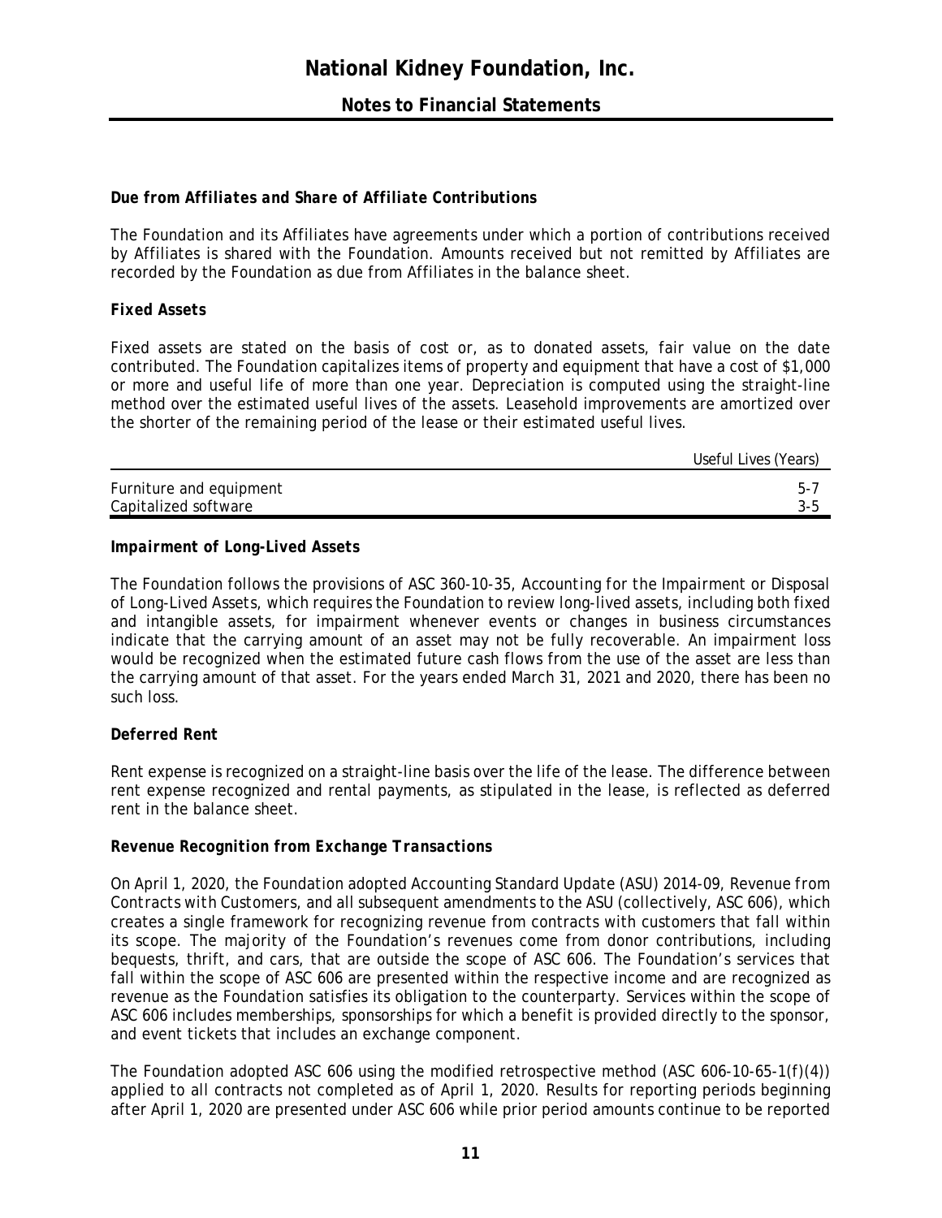### *Due from Affiliates and Share of Affiliate Contributions*

The Foundation and its Affiliates have agreements under which a portion of contributions received by Affiliates is shared with the Foundation. Amounts received but not remitted by Affiliates are recorded by the Foundation as due from Affiliates in the balance sheet.

### *Fixed Assets*

Fixed assets are stated on the basis of cost or, as to donated assets, fair value on the date contributed. The Foundation capitalizes items of property and equipment that have a cost of $1,000 or more and useful life of more than one year. Depreciation is computed using the straight-line method over the estimated useful lives of the assets. Leasehold improvements are amortized over the shorter of the remaining period of the lease or their estimated useful lives.

| | Useful Lives (Years) |
|---|---|
| Furniture and equipment | 5-7 |
| Capitalized software | 3-5 |

### *Impairment of Long-Lived Assets*

The Foundation follows the provisions of ASC 360-10-35, *Accounting for the Impairment or Disposal of Long-Lived Assets*, which requires the Foundation to review long-lived assets, including both fixed and intangible assets, for impairment whenever events or changes in business circumstances indicate that the carrying amount of an asset may not be fully recoverable. An impairment loss would be recognized when the estimated future cash flows from the use of the asset are less than the carrying amount of that asset. For the years ended March 31, 2021 and 2020, there has been no such loss.

### *Deferred Rent*

Rent expense is recognized on a straight-line basis over the life of the lease. The difference between rent expense recognized and rental payments, as stipulated in the lease, is reflected as deferred rent in the balance sheet.

### *Revenue Recognition from Exchange Transactions*

On April 1, 2020, the Foundation adopted Accounting Standard Update (ASU) 2014-09, *Revenue from Contracts with Customers*, and all subsequent amendments to the ASU (collectively, ASC 606), which creates a single framework for recognizing revenue from contracts with customers that fall within its scope. The majority of the Foundation's revenues come from donor contributions, including bequests, thrift, and cars, that are outside the scope of ASC 606. The Foundation's services that fall within the scope of ASC 606 are presented within the respective income and are recognized as revenue as the Foundation satisfies its obligation to the counterparty. Services within the scope of ASC 606 includes memberships, sponsorships for which a benefit is provided directly to the sponsor, and event tickets that includes an exchange component.

The Foundation adopted ASC 606 using the modified retrospective method (ASC 606-10-65-1(f)(4)) applied to all contracts not completed as of April 1, 2020. Results for reporting periods beginning after April 1, 2020 are presented under ASC 606 while prior period amounts continue to be reported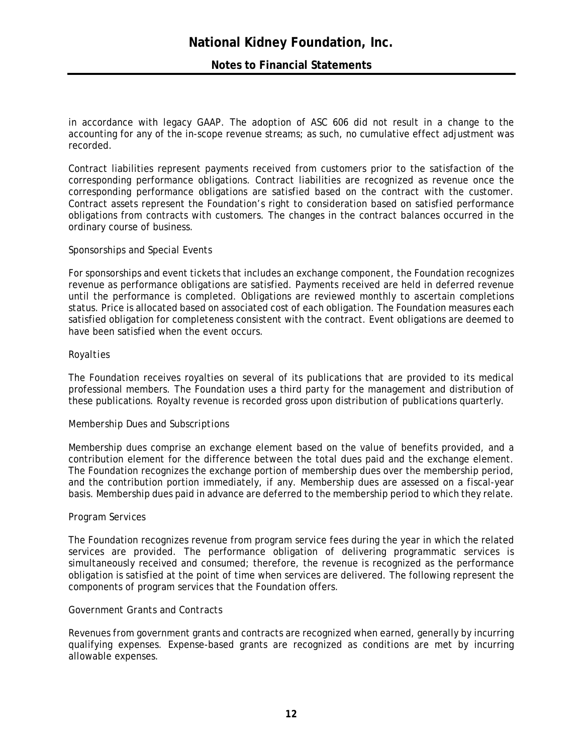in accordance with legacy GAAP. The adoption of ASC 606 did not result in a change to the accounting for any of the in-scope revenue streams; as such, no cumulative effect adjustment was recorded.

Contract liabilities represent payments received from customers prior to the satisfaction of the corresponding performance obligations. Contract liabilities are recognized as revenue once the corresponding performance obligations are satisfied based on the contract with the customer. Contract assets represent the Foundation's right to consideration based on satisfied performance obligations from contracts with customers. The changes in the contract balances occurred in the ordinary course of business.

*Sponsorships and Special Events*

For sponsorships and event tickets that includes an exchange component, the Foundation recognizes revenue as performance obligations are satisfied. Payments received are held in deferred revenue until the performance is completed. Obligations are reviewed monthly to ascertain completions status. Price is allocated based on associated cost of each obligation. The Foundation measures each satisfied obligation for completeness consistent with the contract. Event obligations are deemed to have been satisfied when the event occurs.

*Royalties*

The Foundation receives royalties on several of its publications that are provided to its medical professional members. The Foundation uses a third party for the management and distribution of these publications. Royalty revenue is recorded gross upon distribution of publications quarterly.

*Membership Dues and Subscriptions*

Membership dues comprise an exchange element based on the value of benefits provided, and a contribution element for the difference between the total dues paid and the exchange element. The Foundation recognizes the exchange portion of membership dues over the membership period, and the contribution portion immediately, if any. Membership dues are assessed on a fiscal-year basis. Membership dues paid in advance are deferred to the membership period to which they relate.

*Program Services*

The Foundation recognizes revenue from program service fees during the year in which the related services are provided. The performance obligation of delivering programmatic services is simultaneously received and consumed; therefore, the revenue is recognized as the performance obligation is satisfied at the point of time when services are delivered. The following represent the components of program services that the Foundation offers.

*Government Grants and Contracts*

Revenues from government grants and contracts are recognized when earned, generally by incurring qualifying expenses. Expense-based grants are recognized as conditions are met by incurring allowable expenses.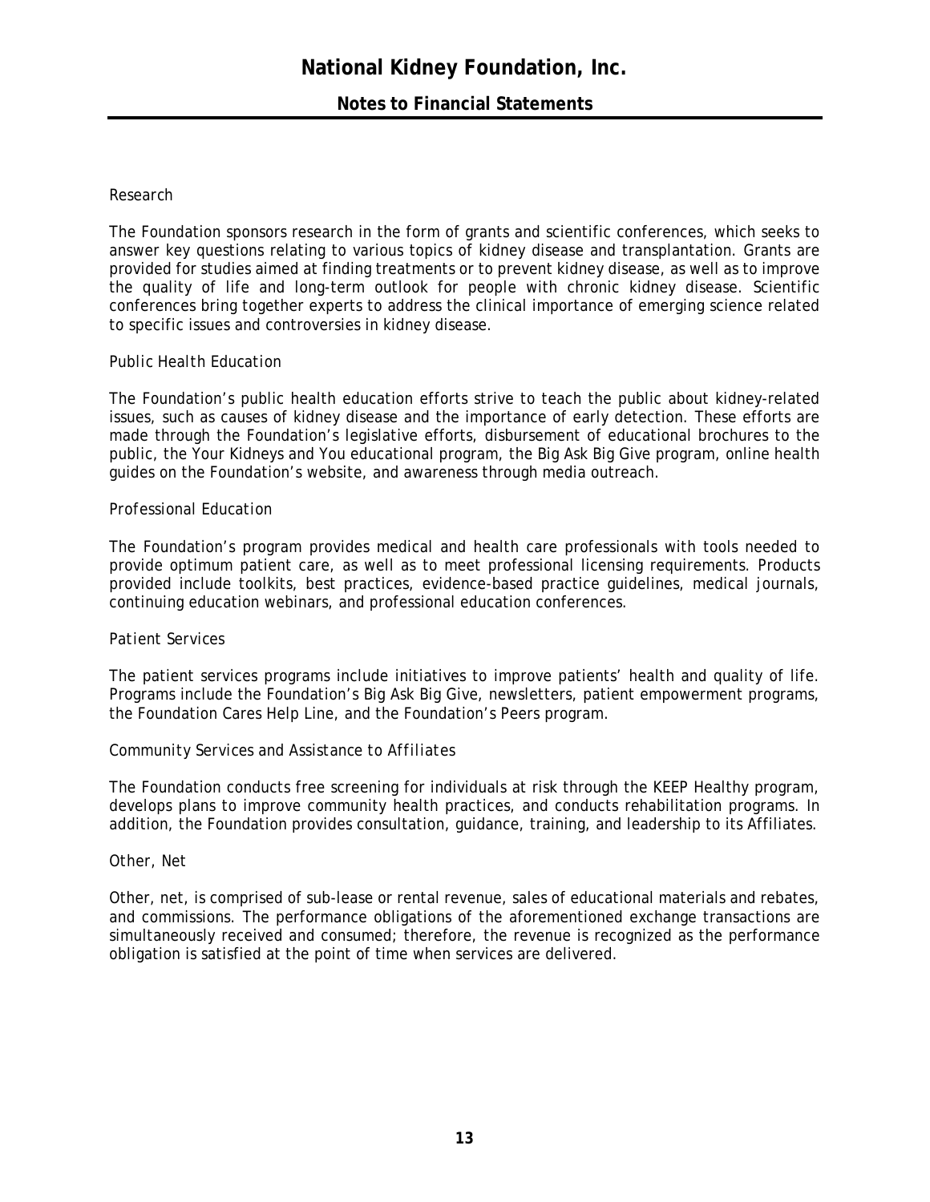*Research*

The Foundation sponsors research in the form of grants and scientific conferences, which seeks to answer key questions relating to various topics of kidney disease and transplantation. Grants are provided for studies aimed at finding treatments or to prevent kidney disease, as well as to improve the quality of life and long-term outlook for people with chronic kidney disease. Scientific conferences bring together experts to address the clinical importance of emerging science related to specific issues and controversies in kidney disease.

*Public Health Education*

The Foundation's public health education efforts strive to teach the public about kidney-related issues, such as causes of kidney disease and the importance of early detection. These efforts are made through the Foundation's legislative efforts, disbursement of educational brochures to the public, the Your Kidneys and You educational program, the Big Ask Big Give program, online health guides on the Foundation's website, and awareness through media outreach.

*Professional Education*

The Foundation's program provides medical and health care professionals with tools needed to provide optimum patient care, as well as to meet professional licensing requirements. Products provided include toolkits, best practices, evidence-based practice guidelines, medical journals, continuing education webinars, and professional education conferences.

*Patient Services*

The patient services programs include initiatives to improve patients' health and quality of life. Programs include the Foundation's Big Ask Big Give, newsletters, patient empowerment programs, the Foundation Cares Help Line, and the Foundation's Peers program.

*Community Services and Assistance to Affiliates*

The Foundation conducts free screening for individuals at risk through the KEEP Healthy program, develops plans to improve community health practices, and conducts rehabilitation programs. In addition, the Foundation provides consultation, guidance, training, and leadership to its Affiliates.

*Other, Net*

Other, net, is comprised of sub-lease or rental revenue, sales of educational materials and rebates, and commissions. The performance obligations of the aforementioned exchange transactions are simultaneously received and consumed; therefore, the revenue is recognized as the performance obligation is satisfied at the point of time when services are delivered.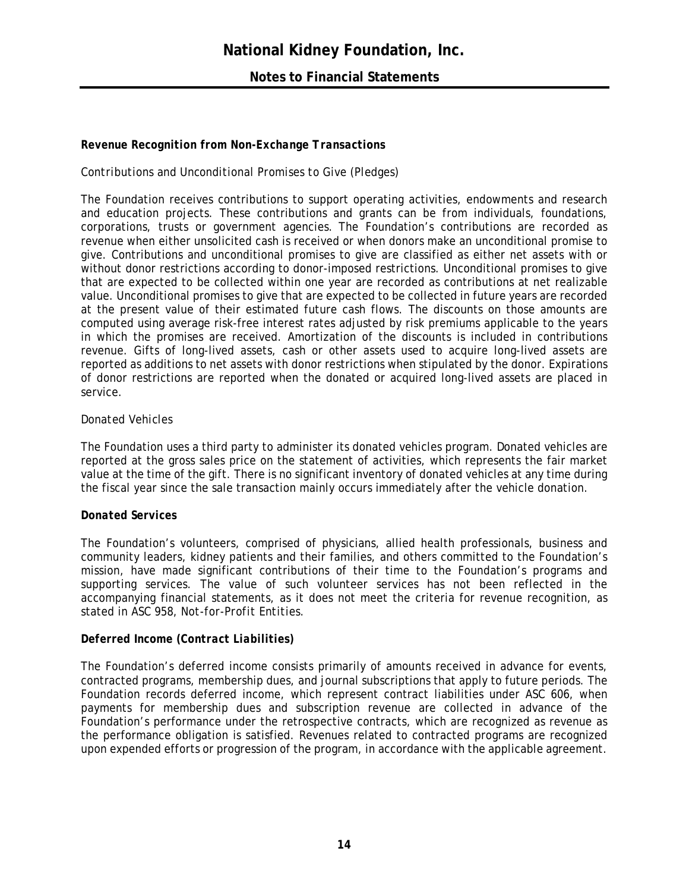### Revenue Recognition from Non-Exchange Transactions

*Contributions and Unconditional Promises to Give (Pledges)*

The Foundation receives contributions to support operating activities, endowments and research and education projects. These contributions and grants can be from individuals, foundations, corporations, trusts or government agencies. The Foundation's contributions are recorded as revenue when either unsolicited cash is received or when donors make an unconditional promise to give. Contributions and unconditional promises to give are classified as either net assets with or without donor restrictions according to donor-imposed restrictions. Unconditional promises to give that are expected to be collected within one year are recorded as contributions at net realizable value. Unconditional promises to give that are expected to be collected in future years are recorded at the present value of their estimated future cash flows. The discounts on those amounts are computed using average risk-free interest rates adjusted by risk premiums applicable to the years in which the promises are received. Amortization of the discounts is included in contributions revenue. Gifts of long-lived assets, cash or other assets used to acquire long-lived assets are reported as additions to net assets with donor restrictions when stipulated by the donor. Expirations of donor restrictions are reported when the donated or acquired long-lived assets are placed in service.

*Donated Vehicles*

The Foundation uses a third party to administer its donated vehicles program. Donated vehicles are reported at the gross sales price on the statement of activities, which represents the fair market value at the time of the gift. There is no significant inventory of donated vehicles at any time during the fiscal year since the sale transaction mainly occurs immediately after the vehicle donation.

### Donated Services

The Foundation's volunteers, comprised of physicians, allied health professionals, business and community leaders, kidney patients and their families, and others committed to the Foundation's mission, have made significant contributions of their time to the Foundation's programs and supporting services. The value of such volunteer services has not been reflected in the accompanying financial statements, as it does not meet the criteria for revenue recognition, as stated in ASC 958, *Not-for-Profit Entities*.

### Deferred Income (Contract Liabilities)

The Foundation's deferred income consists primarily of amounts received in advance for events, contracted programs, membership dues, and journal subscriptions that apply to future periods. The Foundation records deferred income, which represent contract liabilities under ASC 606, when payments for membership dues and subscription revenue are collected in advance of the Foundation's performance under the retrospective contracts, which are recognized as revenue as the performance obligation is satisfied. Revenues related to contracted programs are recognized upon expended efforts or progression of the program, in accordance with the applicable agreement.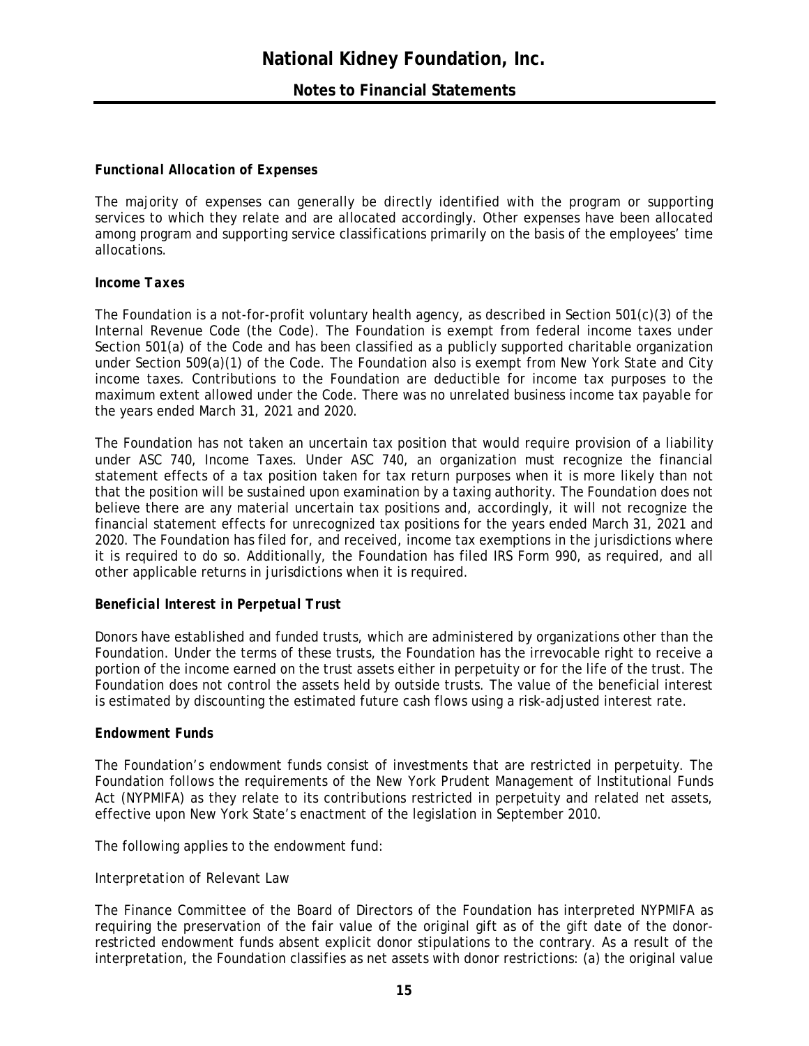***Functional Allocation of Expenses***

The majority of expenses can generally be directly identified with the program or supporting services to which they relate and are allocated accordingly. Other expenses have been allocated among program and supporting service classifications primarily on the basis of the employees' time allocations.

***Income Taxes***

The Foundation is a not-for-profit voluntary health agency, as described in Section 501(c)(3) of the Internal Revenue Code (the Code). The Foundation is exempt from federal income taxes under Section 501(a) of the Code and has been classified as a publicly supported charitable organization under Section 509(a)(1) of the Code. The Foundation also is exempt from New York State and City income taxes. Contributions to the Foundation are deductible for income tax purposes to the maximum extent allowed under the Code. There was no unrelated business income tax payable for the years ended March 31, 2021 and 2020.

The Foundation has not taken an uncertain tax position that would require provision of a liability under ASC 740, Income Taxes. Under ASC 740, an organization must recognize the financial statement effects of a tax position taken for tax return purposes when it is more likely than not that the position will be sustained upon examination by a taxing authority. The Foundation does not believe there are any material uncertain tax positions and, accordingly, it will not recognize the financial statement effects for unrecognized tax positions for the years ended March 31, 2021 and 2020. The Foundation has filed for, and received, income tax exemptions in the jurisdictions where it is required to do so. Additionally, the Foundation has filed IRS Form 990, as required, and all other applicable returns in jurisdictions when it is required.

***Beneficial Interest in Perpetual Trust***

Donors have established and funded trusts, which are administered by organizations other than the Foundation. Under the terms of these trusts, the Foundation has the irrevocable right to receive a portion of the income earned on the trust assets either in perpetuity or for the life of the trust. The Foundation does not control the assets held by outside trusts. The value of the beneficial interest is estimated by discounting the estimated future cash flows using a risk-adjusted interest rate.

***Endowment Funds***

The Foundation's endowment funds consist of investments that are restricted in perpetuity. The Foundation follows the requirements of the New York Prudent Management of Institutional Funds Act (NYPMIFA) as they relate to its contributions restricted in perpetuity and related net assets, effective upon New York State's enactment of the legislation in September 2010.

The following applies to the endowment fund:

*Interpretation of Relevant Law*

The Finance Committee of the Board of Directors of the Foundation has interpreted NYPMIFA as requiring the preservation of the fair value of the original gift as of the gift date of the donor-restricted endowment funds absent explicit donor stipulations to the contrary. As a result of the interpretation, the Foundation classifies as net assets with donor restrictions: (a) the original value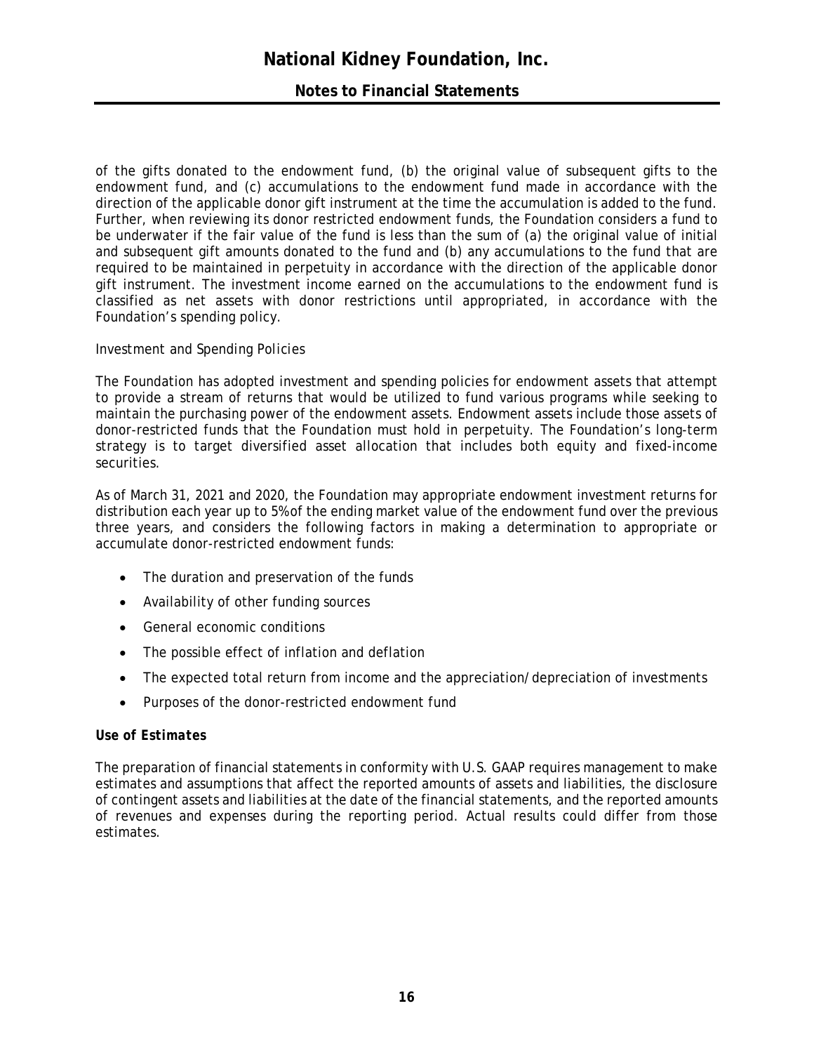of the gifts donated to the endowment fund, (b) the original value of subsequent gifts to the endowment fund, and (c) accumulations to the endowment fund made in accordance with the direction of the applicable donor gift instrument at the time the accumulation is added to the fund. Further, when reviewing its donor restricted endowment funds, the Foundation considers a fund to be underwater if the fair value of the fund is less than the sum of (a) the original value of initial and subsequent gift amounts donated to the fund and (b) any accumulations to the fund that are required to be maintained in perpetuity in accordance with the direction of the applicable donor gift instrument. The investment income earned on the accumulations to the endowment fund is classified as net assets with donor restrictions until appropriated, in accordance with the Foundation's spending policy.

Investment and Spending Policies

The Foundation has adopted investment and spending policies for endowment assets that attempt to provide a stream of returns that would be utilized to fund various programs while seeking to maintain the purchasing power of the endowment assets. Endowment assets include those assets of donor-restricted funds that the Foundation must hold in perpetuity. The Foundation's long-term strategy is to target diversified asset allocation that includes both equity and fixed-income securities.

As of March 31, 2021 and 2020, the Foundation may appropriate endowment investment returns for distribution each year up to 5% of the ending market value of the endowment fund over the previous three years, and considers the following factors in making a determination to appropriate or accumulate donor-restricted endowment funds:

- The duration and preservation of the funds
- Availability of other funding sources
- General economic conditions
- The possible effect of inflation and deflation
- The expected total return from income and the appreciation/depreciation of investments
- Purposes of the donor-restricted endowment fund

***Use of Estimates***

The preparation of financial statements in conformity with U.S. GAAP requires management to make estimates and assumptions that affect the reported amounts of assets and liabilities, the disclosure of contingent assets and liabilities at the date of the financial statements, and the reported amounts of revenues and expenses during the reporting period. Actual results could differ from those estimates.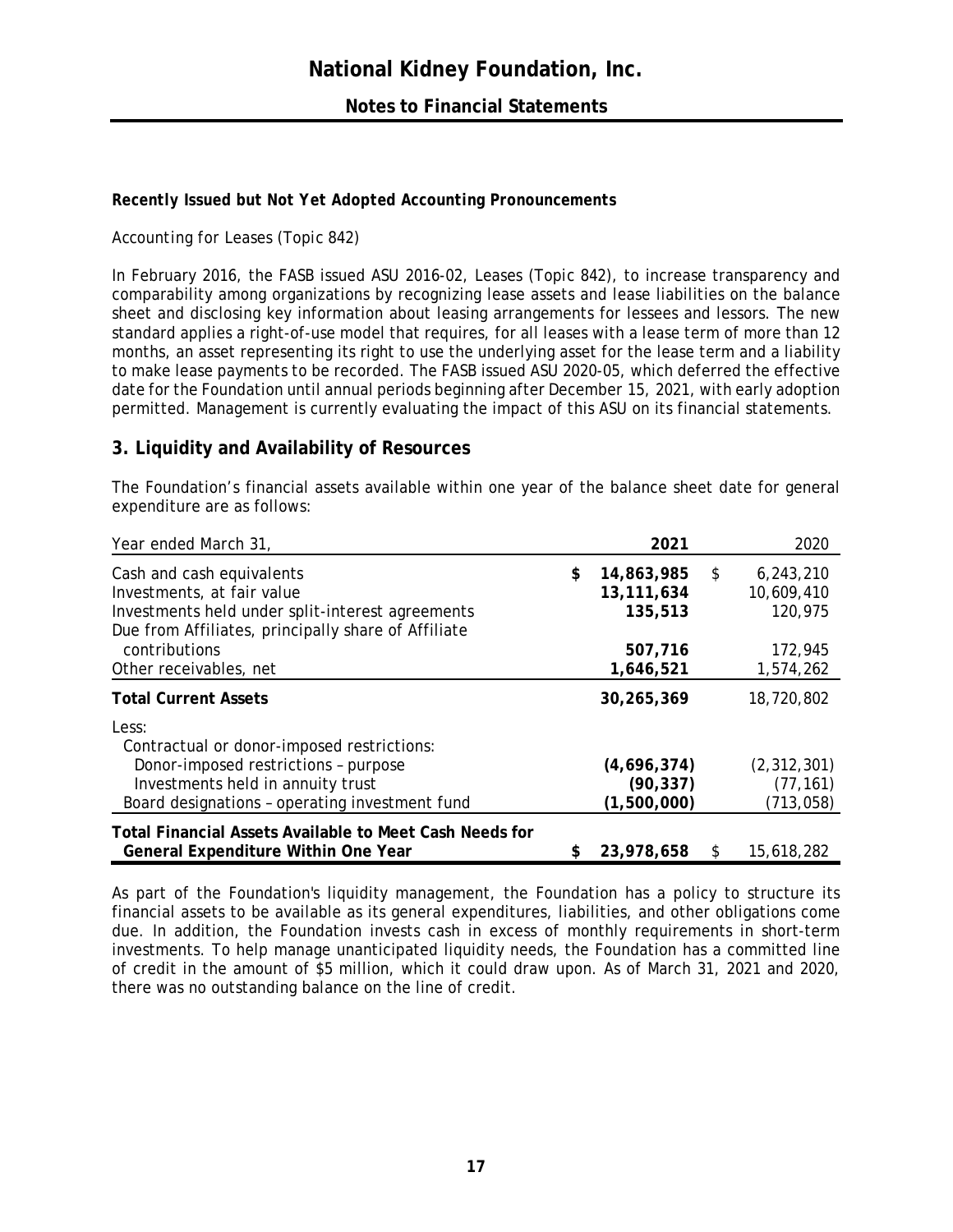**Recently Issued but Not Yet Adopted Accounting Pronouncements**

Accounting for Leases (Topic 842)

In February 2016, the FASB issued ASU 2016-02, Leases (Topic 842), to increase transparency and comparability among organizations by recognizing lease assets and lease liabilities on the balance sheet and disclosing key information about leasing arrangements for lessees and lessors. The new standard applies a right-of-use model that requires, for all leases with a lease term of more than 12 months, an asset representing its right to use the underlying asset for the lease term and a liability to make lease payments to be recorded. The FASB issued ASU 2020-05, which deferred the effective date for the Foundation until annual periods beginning after December 15, 2021, with early adoption permitted. Management is currently evaluating the impact of this ASU on its financial statements.

## 3. Liquidity and Availability of Resources

The Foundation's financial assets available within one year of the balance sheet date for general expenditure are as follows:

| Year ended March 31, | 2021 | 2020 |
|---|---|---|
| Cash and cash equivalents | **$ 14,863,985** | $ 6,243,210 |
| Investments, at fair value | **13,111,634** | 10,609,410 |
| Investments held under split-interest agreements | **135,513** | 120,975 |
| Due from Affiliates, principally share of Affiliate contributions | **507,716** | 172,945 |
| Other receivables, net | **1,646,521** | 1,574,262 |
| **Total Current Assets** | **30,265,369** | 18,720,802 |
| Less: | | |
| Contractual or donor-imposed restrictions: | | |
| Donor-imposed restrictions – purpose | **(4,696,374)** | (2,312,301) |
| Investments held in annuity trust | **(90,337)** | (77,161) |
| Board designations – operating investment fund | **(1,500,000)** | (713,058) |
| **Total Financial Assets Available to Meet Cash Needs for General Expenditure Within One Year** | **$ 23,978,658** | $ 15,618,282 |

As part of the Foundation's liquidity management, the Foundation has a policy to structure its financial assets to be available as its general expenditures, liabilities, and other obligations come due. In addition, the Foundation invests cash in excess of monthly requirements in short-term investments. To help manage unanticipated liquidity needs, the Foundation has a committed line of credit in the amount of $5 million, which it could draw upon. As of March 31, 2021 and 2020, there was no outstanding balance on the line of credit.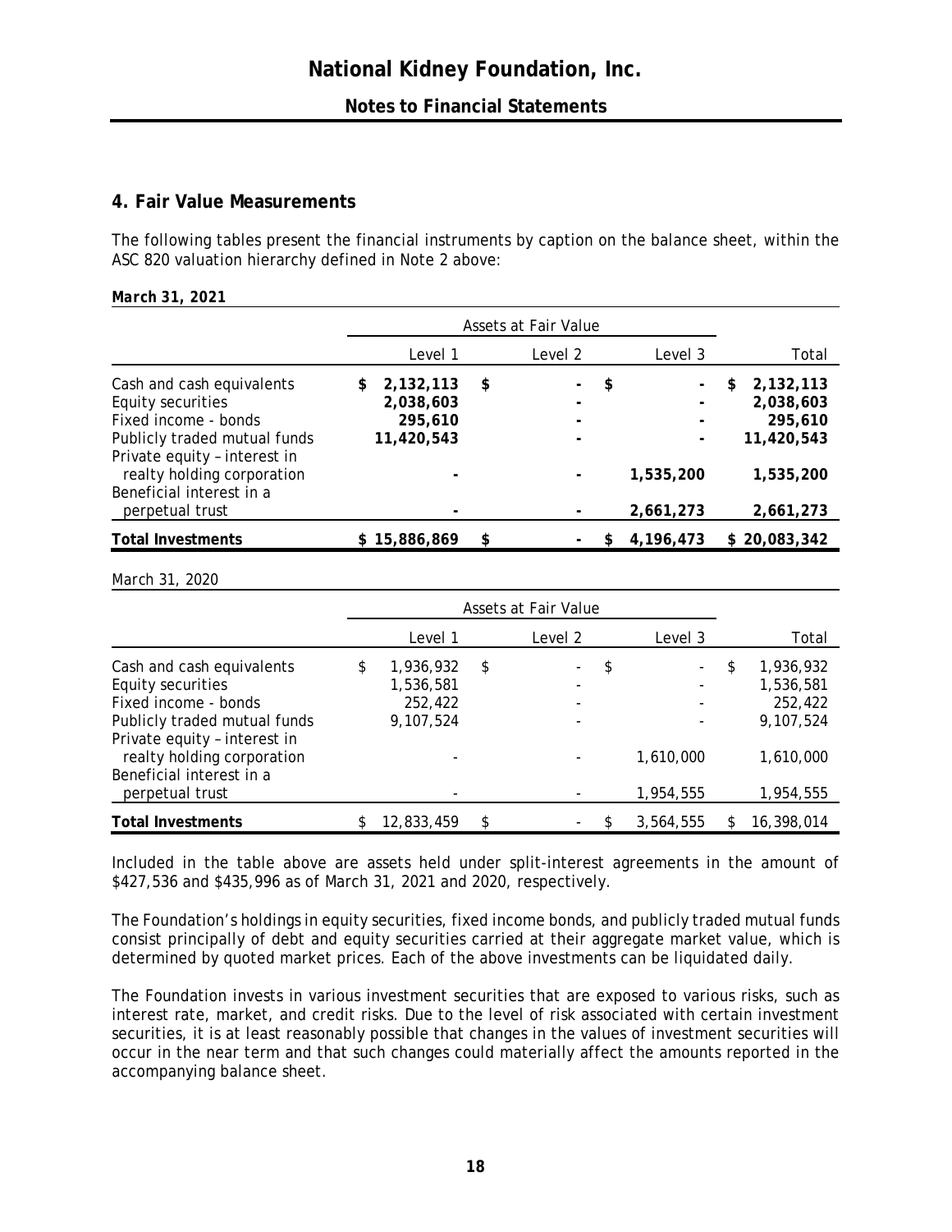## 4. Fair Value Measurements

The following tables present the financial instruments by caption on the balance sheet, within the ASC 820 valuation hierarchy defined in Note 2 above:

***March 31, 2021***

| | Assets at Fair Value | | | |
|---|---|---|---|---|
| | Level 1 | Level 2 | Level 3 | Total |
| **Cash and cash equivalents** | **$ 2,132,113** | **$ -** | **$ -** | **$ 2,132,113** |
| **Equity securities** | **2,038,603** | **-** | **-** | **2,038,603** |
| **Fixed income - bonds** | **295,610** | **-** | **-** | **295,610** |
| **Publicly traded mutual funds** | **11,420,543** | **-** | **-** | **11,420,543** |
| **Private equity – interest in realty holding corporation** | **-** | **-** | **1,535,200** | **1,535,200** |
| **Beneficial interest in a perpetual trust** | **-** | **-** | **2,661,273** | **2,661,273** |
| **Total Investments** | **$ 15,886,869** | **$ -** | **$ 4,196,473** | **$ 20,083,342** |

March 31, 2020

| | Assets at Fair Value | | | |
|---|---|---|---|---|
| | Level 1 | Level 2 | Level 3 | Total |
| Cash and cash equivalents | $ 1,936,932 | $ - | $ - | $ 1,936,932 |
| Equity securities | 1,536,581 | - | - | 1,536,581 |
| Fixed income - bonds | 252,422 | - | - | 252,422 |
| Publicly traded mutual funds | 9,107,524 | - | - | 9,107,524 |
| Private equity – interest in realty holding corporation | - | - | 1,610,000 | 1,610,000 |
| Beneficial interest in a perpetual trust | - | - | 1,954,555 | 1,954,555 |
| **Total Investments** | $ 12,833,459 | $ - | $ 3,564,555 | $ 16,398,014 |

Included in the table above are assets held under split-interest agreements in the amount of $427,536 and $435,996 as of March 31, 2021 and 2020, respectively.

The Foundation's holdings in equity securities, fixed income bonds, and publicly traded mutual funds consist principally of debt and equity securities carried at their aggregate market value, which is determined by quoted market prices. Each of the above investments can be liquidated daily.

The Foundation invests in various investment securities that are exposed to various risks, such as interest rate, market, and credit risks. Due to the level of risk associated with certain investment securities, it is at least reasonably possible that changes in the values of investment securities will occur in the near term and that such changes could materially affect the amounts reported in the accompanying balance sheet.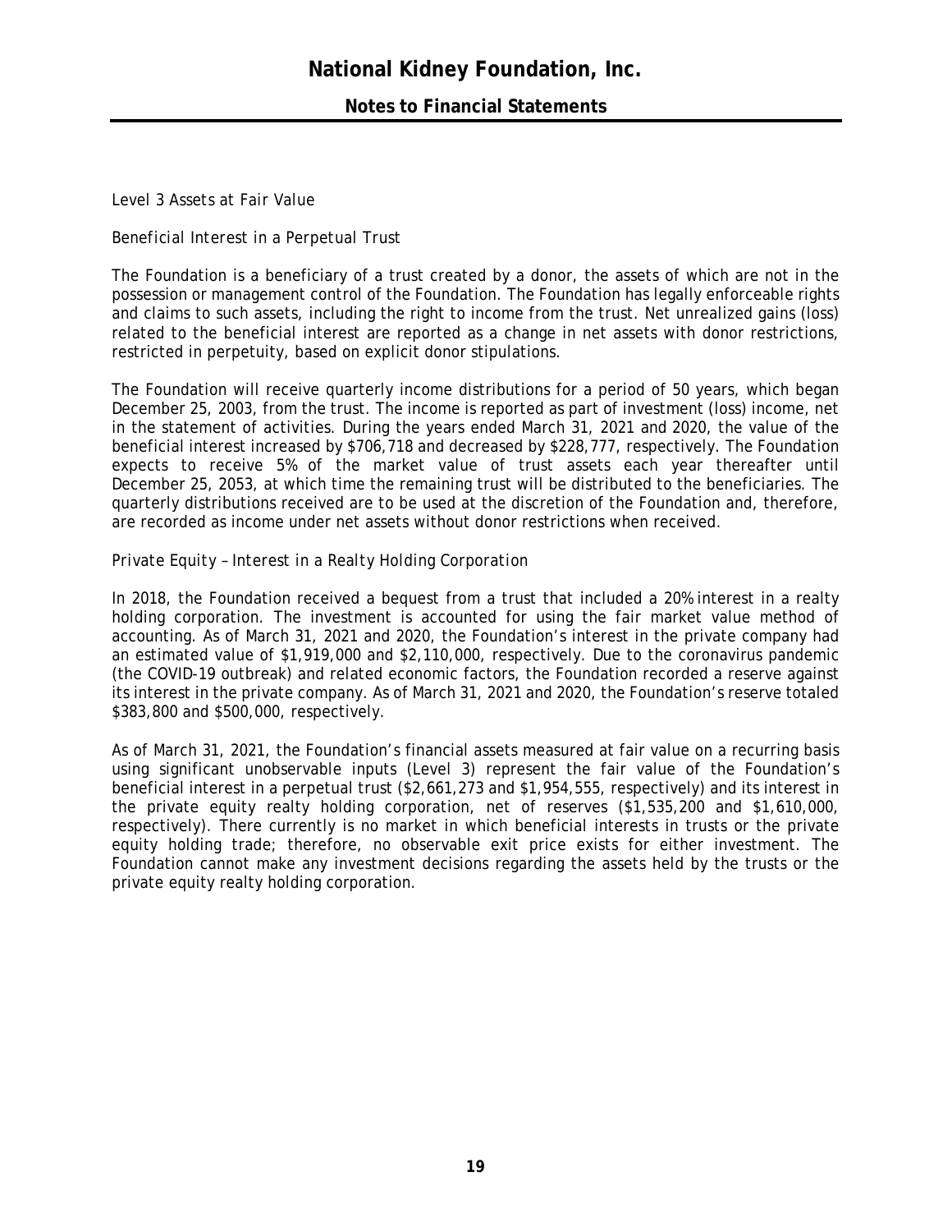*Level 3 Assets at Fair Value*

*Beneficial Interest in a Perpetual Trust*

The Foundation is a beneficiary of a trust created by a donor, the assets of which are not in the possession or management control of the Foundation. The Foundation has legally enforceable rights and claims to such assets, including the right to income from the trust. Net unrealized gains (loss) related to the beneficial interest are reported as a change in net assets with donor restrictions, restricted in perpetuity, based on explicit donor stipulations.

The Foundation will receive quarterly income distributions for a period of 50 years, which began December 25, 2003, from the trust. The income is reported as part of investment (loss) income, net in the statement of activities. During the years ended March 31, 2021 and 2020, the value of the beneficial interest increased by $706,718 and decreased by $228,777, respectively. The Foundation expects to receive 5% of the market value of trust assets each year thereafter until December 25, 2053, at which time the remaining trust will be distributed to the beneficiaries. The quarterly distributions received are to be used at the discretion of the Foundation and, therefore, are recorded as income under net assets without donor restrictions when received.

*Private Equity – Interest in a Realty Holding Corporation*

In 2018, the Foundation received a bequest from a trust that included a 20% interest in a realty holding corporation. The investment is accounted for using the fair market value method of accounting. As of March 31, 2021 and 2020, the Foundation's interest in the private company had an estimated value of $1,919,000 and $2,110,000, respectively. Due to the coronavirus pandemic (the COVID-19 outbreak) and related economic factors, the Foundation recorded a reserve against its interest in the private company. As of March 31, 2021 and 2020, the Foundation's reserve totaled $383,800 and $500,000, respectively.

As of March 31, 2021, the Foundation's financial assets measured at fair value on a recurring basis using significant unobservable inputs (Level 3) represent the fair value of the Foundation's beneficial interest in a perpetual trust ($2,661,273 and $1,954,555, respectively) and its interest in the private equity realty holding corporation, net of reserves ($1,535,200 and $1,610,000, respectively). There currently is no market in which beneficial interests in trusts or the private equity holding trade; therefore, no observable exit price exists for either investment. The Foundation cannot make any investment decisions regarding the assets held by the trusts or the private equity realty holding corporation.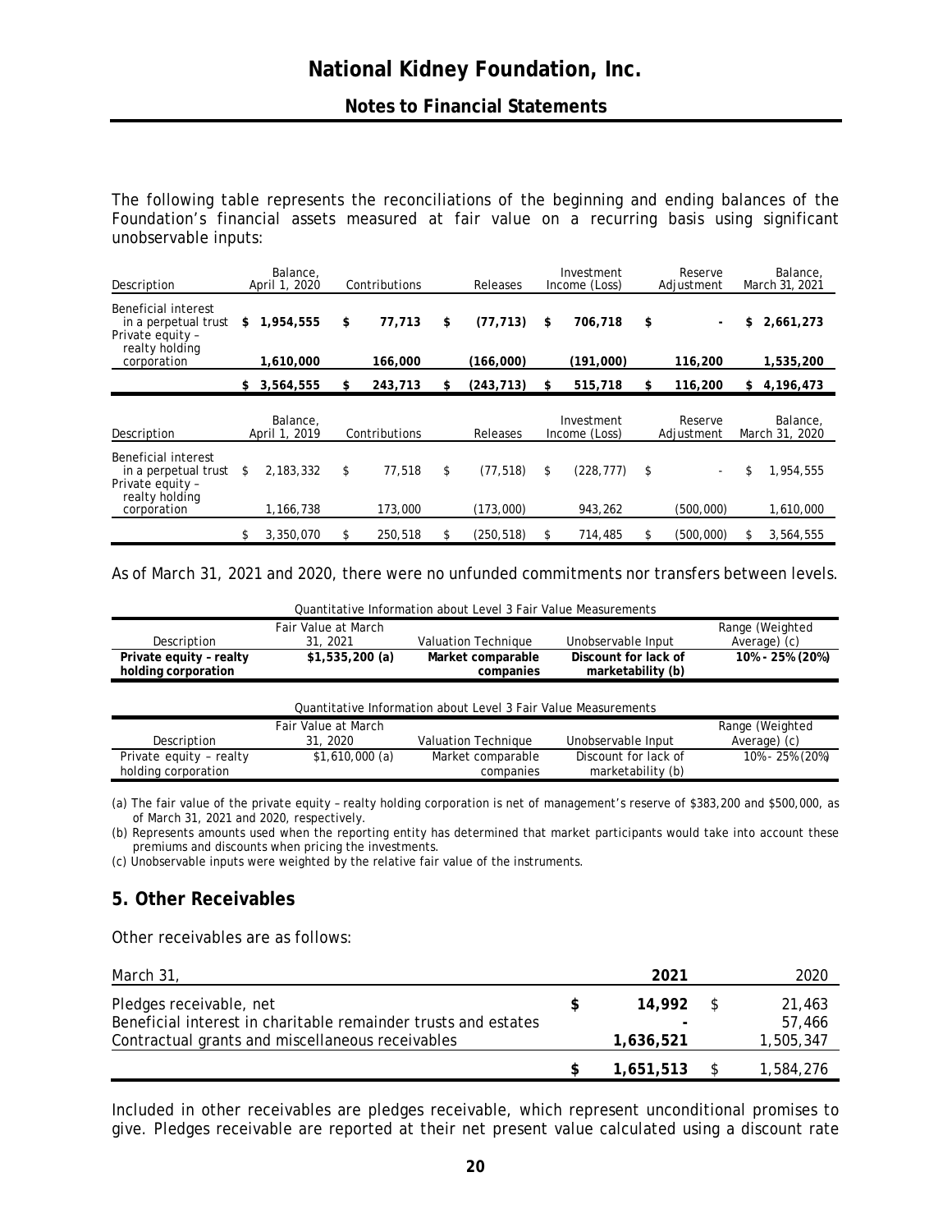The following table represents the reconciliations of the beginning and ending balances of the Foundation's financial assets measured at fair value on a recurring basis using significant unobservable inputs:

| Description | Balance, April 1, 2020 | Contributions | Releases | Investment Income (Loss) | Reserve Adjustment | Balance, March 31, 2021 |
|---|---|---|---|---|---|---|
| Beneficial interest in a perpetual trust | **$ 1,954,555** | **$ 77,713** | **$ (77,713)** | **$ 706,718** | **$ -** | **$ 2,661,273** |
| Private equity – realty holding corporation | **1,610,000** | **166,000** | **(166,000)** | **(191,000)** | **116,200** | **1,535,200** |
| | **$ 3,564,555** | **$ 243,713** | **$ (243,713)** | **$ 515,718** | **$ 116,200** | **$ 4,196,473** |

| Description | Balance, April 1, 2019 | Contributions | Releases | Investment Income (Loss) | Reserve Adjustment | Balance, March 31, 2020 |
|---|---|---|---|---|---|---|
| Beneficial interest in a perpetual trust | $ 2,183,332 | $ 77,518 | $ (77,518) | $ (228,777) | $ - | $ 1,954,555 |
| Private equity – realty holding corporation | 1,166,738 | 173,000 | (173,000) | 943,262 | (500,000) | 1,610,000 |
| | $ 3,350,070 | $ 250,518 | $ (250,518) | $ 714,485 | $ (500,000) | $ 3,564,555 |

As of March 31, 2021 and 2020, there were no unfunded commitments nor transfers between levels.

Quantitative Information about Level 3 Fair Value Measurements

| Description | Fair Value at March 31, 2021 | Valuation Technique | Unobservable Input | Range (Weighted Average) (c) |
|---|---|---|---|---|
| **Private equity – realty holding corporation** | **$1,535,200 (a)** | **Market comparable companies** | **Discount for lack of marketability (b)** | **10% - 25% (20%)** |

Quantitative Information about Level 3 Fair Value Measurements

| Description | Fair Value at March 31, 2020 | Valuation Technique | Unobservable Input | Range (Weighted Average) (c) |
|---|---|---|---|---|
| Private equity – realty holding corporation | $1,610,000 (a) | Market comparable companies | Discount for lack of marketability (b) | 10% - 25% (20%) |

(a) The fair value of the private equity – realty holding corporation is net of management's reserve of $383,200 and $500,000, as of March 31, 2021 and 2020, respectively.

(b) Represents amounts used when the reporting entity has determined that market participants would take into account these premiums and discounts when pricing the investments.

(c) Unobservable inputs were weighted by the relative fair value of the instruments.

## 5. Other Receivables

Other receivables are as follows:

| March 31, | 2021 | 2020 |
|---|---|---|
| Pledges receivable, net | **$ 14,992** | $ 21,463 |
| Beneficial interest in charitable remainder trusts and estates | **-** | 57,466 |
| Contractual grants and miscellaneous receivables | **1,636,521** | 1,505,347 |
| | **$ 1,651,513** | $ 1,584,276 |

Included in other receivables are pledges receivable, which represent unconditional promises to give. Pledges receivable are reported at their net present value calculated using a discount rate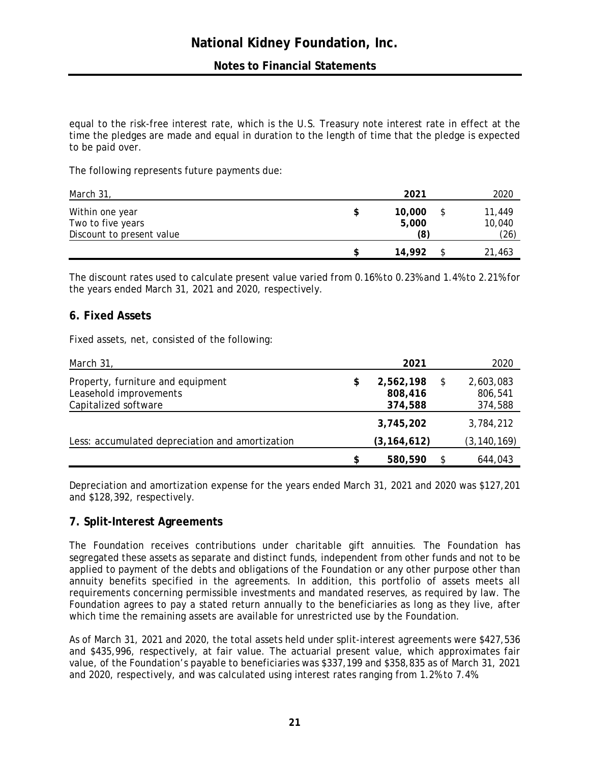equal to the risk-free interest rate, which is the U.S. Treasury note interest rate in effect at the time the pledges are made and equal in duration to the length of time that the pledge is expected to be paid over.

The following represents future payments due:

| March 31, | 2021 | 2020 |
|---|---|---|
| Within one year | **$ 10,000** | $ 11,449 |
| Two to five years | **5,000** | 10,040 |
| Discount to present value | **(8)** | (26) |
| | **$ 14,992** | $ 21,463 |

The discount rates used to calculate present value varied from 0.16% to 0.23% and 1.4% to 2.21% for the years ended March 31, 2021 and 2020, respectively.

## 6. Fixed Assets

Fixed assets, net, consisted of the following:

| March 31, | 2021 | 2020 |
|---|---|---|
| Property, furniture and equipment | **$ 2,562,198** | $ 2,603,083 |
| Leasehold improvements | **808,416** | 806,541 |
| Capitalized software | **374,588** | 374,588 |
| | **3,745,202** | 3,784,212 |
| Less: accumulated depreciation and amortization | **(3,164,612)** | (3,140,169) |
| | **$ 580,590** | $ 644,043 |

Depreciation and amortization expense for the years ended March 31, 2021 and 2020 was $127,201 and $128,392, respectively.

## 7. Split-Interest Agreements

The Foundation receives contributions under charitable gift annuities. The Foundation has segregated these assets as separate and distinct funds, independent from other funds and not to be applied to payment of the debts and obligations of the Foundation or any other purpose other than annuity benefits specified in the agreements. In addition, this portfolio of assets meets all requirements concerning permissible investments and mandated reserves, as required by law. The Foundation agrees to pay a stated return annually to the beneficiaries as long as they live, after which time the remaining assets are available for unrestricted use by the Foundation.

As of March 31, 2021 and 2020, the total assets held under split-interest agreements were $427,536 and $435,996, respectively, at fair value. The actuarial present value, which approximates fair value, of the Foundation's payable to beneficiaries was $337,199 and $358,835 as of March 31, 2021 and 2020, respectively, and was calculated using interest rates ranging from 1.2% to 7.4%.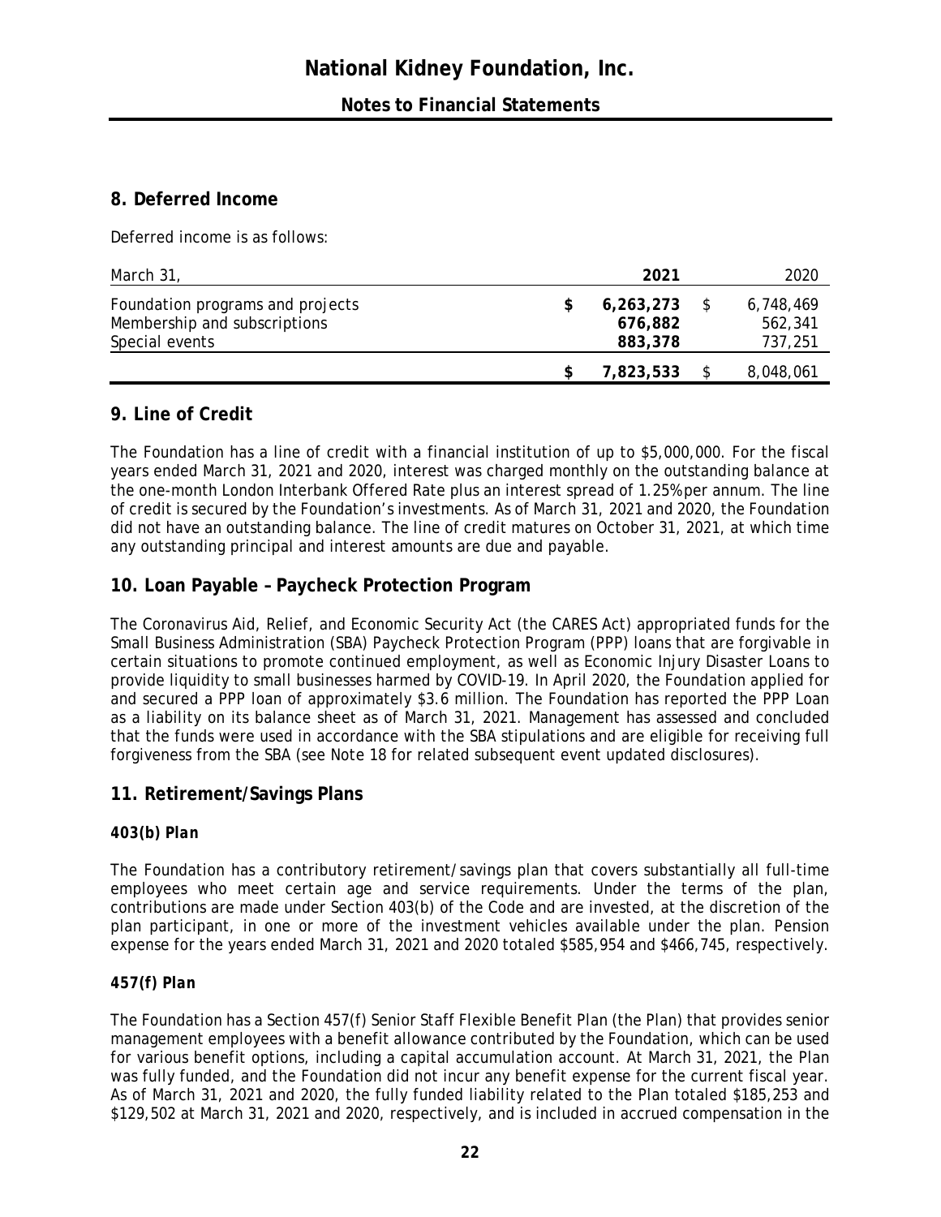## 8. Deferred Income

Deferred income is as follows:

| March 31, | 2021 | 2020 |
|---|---|---|
| Foundation programs and projects | **$ 6,263,273** | $ 6,748,469 |
| Membership and subscriptions | **676,882** | 562,341 |
| Special events | **883,378** | 737,251 |
| | **$ 7,823,533** | $ 8,048,061 |

## 9. Line of Credit

The Foundation has a line of credit with a financial institution of up to $5,000,000. For the fiscal years ended March 31, 2021 and 2020, interest was charged monthly on the outstanding balance at the one-month London Interbank Offered Rate plus an interest spread of 1.25% per annum. The line of credit is secured by the Foundation's investments. As of March 31, 2021 and 2020, the Foundation did not have an outstanding balance. The line of credit matures on October 31, 2021, at which time any outstanding principal and interest amounts are due and payable.

## 10. Loan Payable – Paycheck Protection Program

The Coronavirus Aid, Relief, and Economic Security Act (the CARES Act) appropriated funds for the Small Business Administration (SBA) Paycheck Protection Program (PPP) loans that are forgivable in certain situations to promote continued employment, as well as Economic Injury Disaster Loans to provide liquidity to small businesses harmed by COVID-19. In April 2020, the Foundation applied for and secured a PPP loan of approximately $3.6 million. The Foundation has reported the PPP Loan as a liability on its balance sheet as of March 31, 2021. Management has assessed and concluded that the funds were used in accordance with the SBA stipulations and are eligible for receiving full forgiveness from the SBA (see Note 18 for related subsequent event updated disclosures).

## 11. Retirement/Savings Plans

### *403(b) Plan*

The Foundation has a contributory retirement/savings plan that covers substantially all full-time employees who meet certain age and service requirements. Under the terms of the plan, contributions are made under Section 403(b) of the Code and are invested, at the discretion of the plan participant, in one or more of the investment vehicles available under the plan. Pension expense for the years ended March 31, 2021 and 2020 totaled $585,954 and $466,745, respectively.

### *457(f) Plan*

The Foundation has a Section 457(f) Senior Staff Flexible Benefit Plan (the Plan) that provides senior management employees with a benefit allowance contributed by the Foundation, which can be used for various benefit options, including a capital accumulation account. At March 31, 2021, the Plan was fully funded, and the Foundation did not incur any benefit expense for the current fiscal year. As of March 31, 2021 and 2020, the fully funded liability related to the Plan totaled $185,253 and $129,502 at March 31, 2021 and 2020, respectively, and is included in accrued compensation in the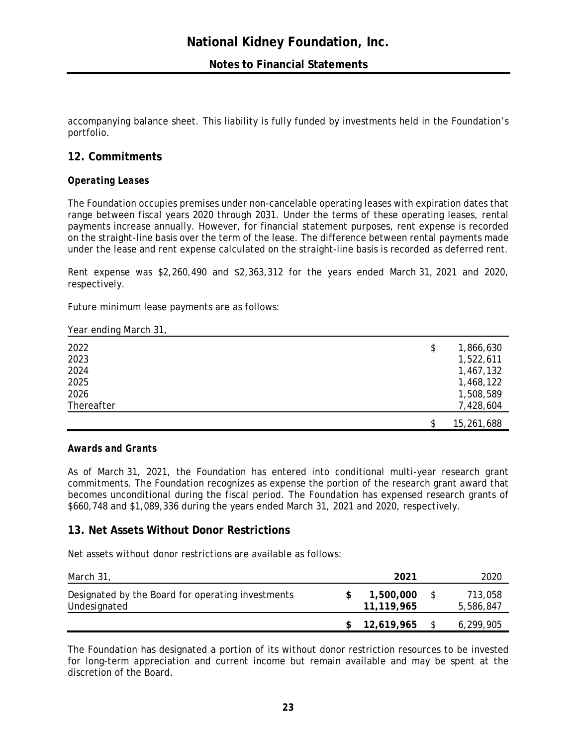accompanying balance sheet. This liability is fully funded by investments held in the Foundation's portfolio.

## 12. Commitments

### *Operating Leases*

The Foundation occupies premises under non-cancelable operating leases with expiration dates that range between fiscal years 2020 through 2031. Under the terms of these operating leases, rental payments increase annually. However, for financial statement purposes, rent expense is recorded on the straight-line basis over the term of the lease. The difference between rental payments made under the lease and rent expense calculated on the straight-line basis is recorded as deferred rent.

Rent expense was $2,260,490 and $2,363,312 for the years ended March 31, 2021 and 2020, respectively.

Future minimum lease payments are as follows:

| Year ending March 31, | |
|---|---|
| 2022 | $ 1,866,630 |
| 2023 | 1,522,611 |
| 2024 | 1,467,132 |
| 2025 | 1,468,122 |
| 2026 | 1,508,589 |
| Thereafter | 7,428,604 |
| | $ 15,261,688 |

### *Awards and Grants*

As of March 31, 2021, the Foundation has entered into conditional multi-year research grant commitments. The Foundation recognizes as expense the portion of the research grant award that becomes unconditional during the fiscal period. The Foundation has expensed research grants of $660,748 and $1,089,336 during the years ended March 31, 2021 and 2020, respectively.

## 13. Net Assets Without Donor Restrictions

Net assets without donor restrictions are available as follows:

| March 31, | **2021** | 2020 |
|---|---|---|
| Designated by the Board for operating investments | **$ 1,500,000** | $ 713,058 |
| Undesignated | **11,119,965** | 5,586,847 |
| | **$ 12,619,965** | $ 6,299,905 |

The Foundation has designated a portion of its without donor restriction resources to be invested for long-term appreciation and current income but remain available and may be spent at the discretion of the Board.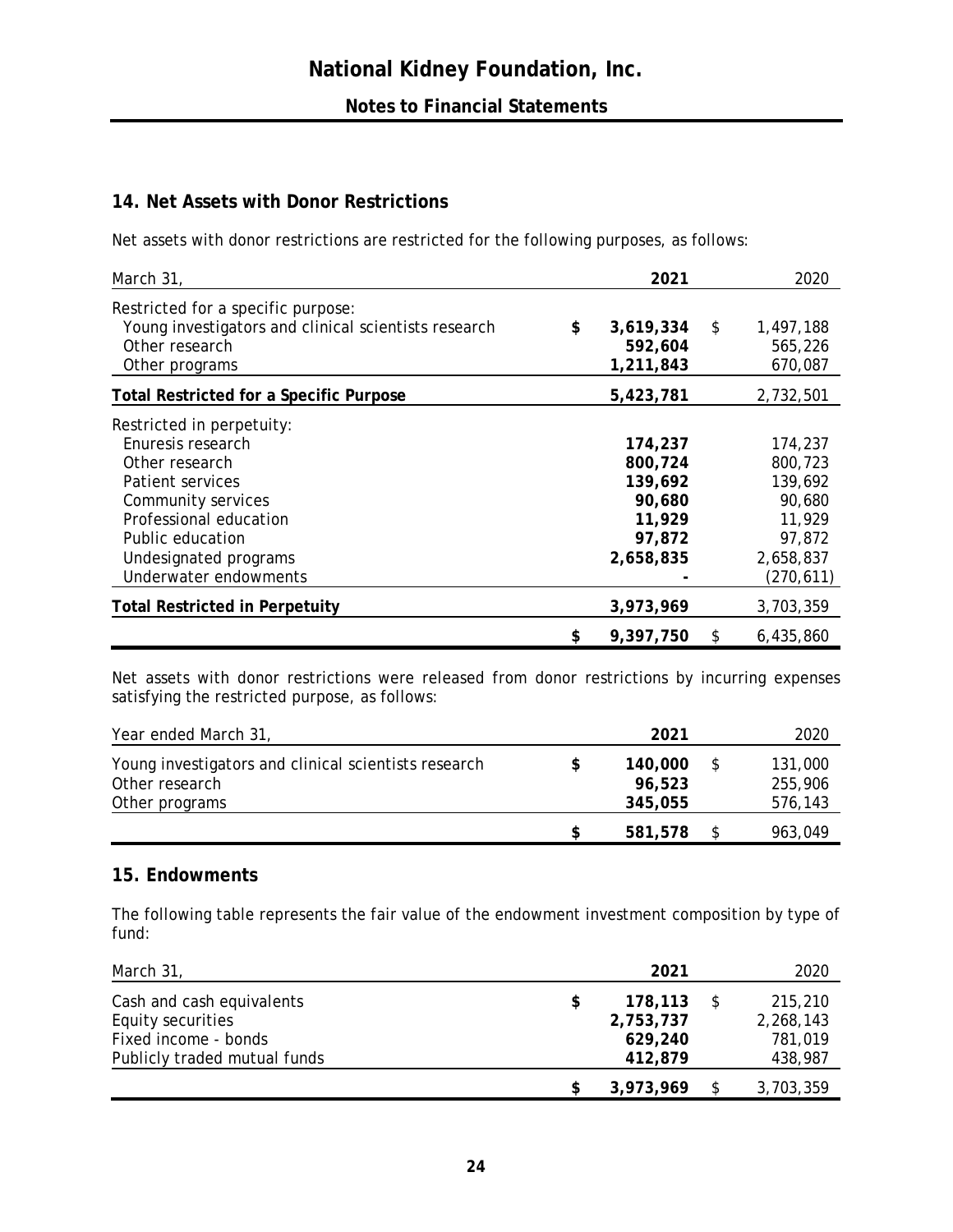## 14. Net Assets with Donor Restrictions

Net assets with donor restrictions are restricted for the following purposes, as follows:

| March 31, | 2021 | 2020 |
|---|---|---|
| Restricted for a specific purpose: | | |
| Young investigators and clinical scientists research | $ 3,619,334 | $ 1,497,188 |
| Other research | 592,604 | 565,226 |
| Other programs | 1,211,843 | 670,087 |
| **Total Restricted for a Specific Purpose** | 5,423,781 | 2,732,501 |
| Restricted in perpetuity: | | |
| Enuresis research | 174,237 | 174,237 |
| Other research | 800,724 | 800,723 |
| Patient services | 139,692 | 139,692 |
| Community services | 90,680 | 90,680 |
| Professional education | 11,929 | 11,929 |
| Public education | 97,872 | 97,872 |
| Undesignated programs | 2,658,835 | 2,658,837 |
| Underwater endowments | - | (270,611) |
| **Total Restricted in Perpetuity** | 3,973,969 | 3,703,359 |
| | $ 9,397,750 | $ 6,435,860 |

Net assets with donor restrictions were released from donor restrictions by incurring expenses satisfying the restricted purpose, as follows:

| Year ended March 31, | 2021 | 2020 |
|---|---|---|
| Young investigators and clinical scientists research | $ 140,000 | $ 131,000 |
| Other research | 96,523 | 255,906 |
| Other programs | 345,055 | 576,143 |
| | $ 581,578 | $ 963,049 |

## 15. Endowments

The following table represents the fair value of the endowment investment composition by type of fund:

| March 31, | 2021 | 2020 |
|---|---|---|
| Cash and cash equivalents | $ 178,113 | $ 215,210 |
| Equity securities | 2,753,737 | 2,268,143 |
| Fixed income - bonds | 629,240 | 781,019 |
| Publicly traded mutual funds | 412,879 | 438,987 |
| | $ 3,973,969 | $ 3,703,359 |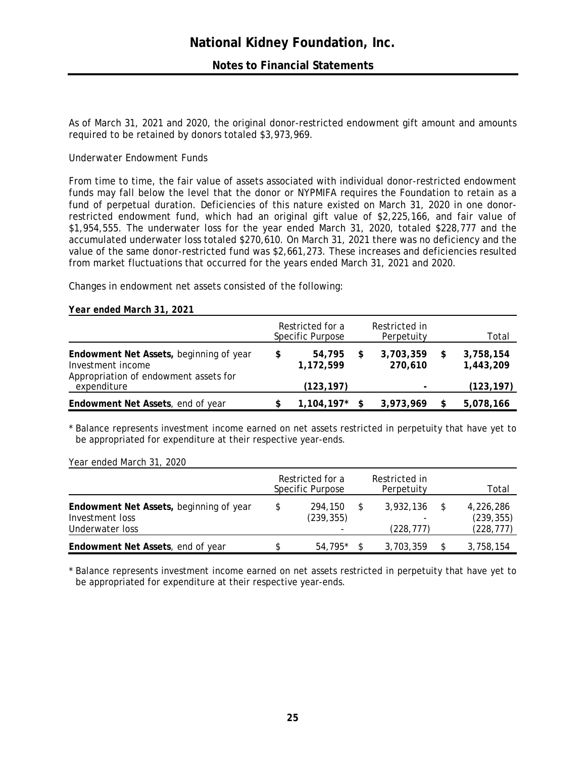As of March 31, 2021 and 2020, the original donor-restricted endowment gift amount and amounts required to be retained by donors totaled $3,973,969.

*Underwater Endowment Funds*

From time to time, the fair value of assets associated with individual donor-restricted endowment funds may fall below the level that the donor or NYPMIFA requires the Foundation to retain as a fund of perpetual duration. Deficiencies of this nature existed on March 31, 2020 in one donor-restricted endowment fund, which had an original gift value of $2,225,166, and fair value of $1,954,555. The underwater loss for the year ended March 31, 2020, totaled $228,777 and the accumulated underwater loss totaled $270,610. On March 31, 2021 there was no deficiency and the value of the same donor-restricted fund was $2,661,273. These increases and deficiencies resulted from market fluctuations that occurred for the years ended March 31, 2021 and 2020.

Changes in endowment net assets consisted of the following:

***Year ended March 31, 2021***

| | Restricted for a Specific Purpose | Restricted in Perpetuity | Total |
|---|---|---|---|
| **Endowment Net Assets,** beginning of year | **$ 54,795** | **$ 3,703,359** | **$ 3,758,154** |
| Investment income | **1,172,599** | **270,610** | **1,443,209** |
| Appropriation of endowment assets for expenditure | **(123,197)** | **-** | **(123,197)** |
| **Endowment Net Assets**, end of year | **$ 1,104,197*** | **$ 3,973,969** | **$ 5,078,166** |

\* Balance represents investment income earned on net assets restricted in perpetuity that have yet to be appropriated for expenditure at their respective year-ends.

Year ended March 31, 2020

| | Restricted for a Specific Purpose | Restricted in Perpetuity | Total |
|---|---|---|---|
| **Endowment Net Assets,** beginning of year | $ 294,150 | $ 3,932,136 | $ 4,226,286 |
| Investment loss | (239,355) | - | (239,355) |
| Underwater loss | - | (228,777) | (228,777) |
| **Endowment Net Assets**, end of year | $ 54,795* | $ 3,703,359 | $ 3,758,154 |

\* Balance represents investment income earned on net assets restricted in perpetuity that have yet to be appropriated for expenditure at their respective year-ends.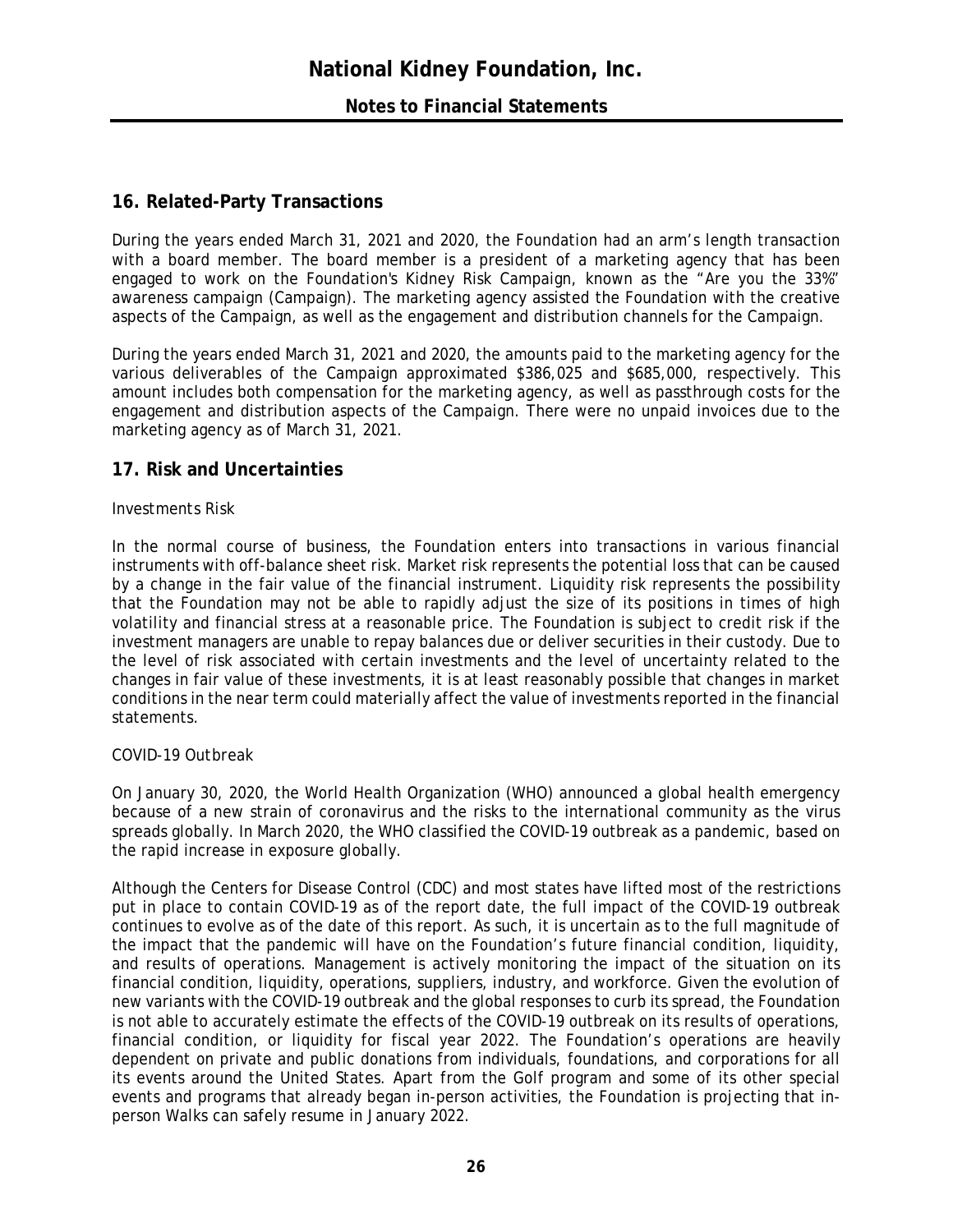## 16. Related-Party Transactions

During the years ended March 31, 2021 and 2020, the Foundation had an arm's length transaction with a board member. The board member is a president of a marketing agency that has been engaged to work on the Foundation's Kidney Risk Campaign, known as the "Are you the 33%" awareness campaign (Campaign). The marketing agency assisted the Foundation with the creative aspects of the Campaign, as well as the engagement and distribution channels for the Campaign.

During the years ended March 31, 2021 and 2020, the amounts paid to the marketing agency for the various deliverables of the Campaign approximated $386,025 and $685,000, respectively. This amount includes both compensation for the marketing agency, as well as passthrough costs for the engagement and distribution aspects of the Campaign. There were no unpaid invoices due to the marketing agency as of March 31, 2021.

## 17. Risk and Uncertainties

*Investments Risk*

In the normal course of business, the Foundation enters into transactions in various financial instruments with off-balance sheet risk. Market risk represents the potential loss that can be caused by a change in the fair value of the financial instrument. Liquidity risk represents the possibility that the Foundation may not be able to rapidly adjust the size of its positions in times of high volatility and financial stress at a reasonable price. The Foundation is subject to credit risk if the investment managers are unable to repay balances due or deliver securities in their custody. Due to the level of risk associated with certain investments and the level of uncertainty related to the changes in fair value of these investments, it is at least reasonably possible that changes in market conditions in the near term could materially affect the value of investments reported in the financial statements.

*COVID-19 Outbreak*

On January 30, 2020, the World Health Organization (WHO) announced a global health emergency because of a new strain of coronavirus and the risks to the international community as the virus spreads globally. In March 2020, the WHO classified the COVID-19 outbreak as a pandemic, based on the rapid increase in exposure globally.

Although the Centers for Disease Control (CDC) and most states have lifted most of the restrictions put in place to contain COVID-19 as of the report date, the full impact of the COVID-19 outbreak continues to evolve as of the date of this report. As such, it is uncertain as to the full magnitude of the impact that the pandemic will have on the Foundation's future financial condition, liquidity, and results of operations. Management is actively monitoring the impact of the situation on its financial condition, liquidity, operations, suppliers, industry, and workforce. Given the evolution of new variants with the COVID-19 outbreak and the global responses to curb its spread, the Foundation is not able to accurately estimate the effects of the COVID-19 outbreak on its results of operations, financial condition, or liquidity for fiscal year 2022. The Foundation's operations are heavily dependent on private and public donations from individuals, foundations, and corporations for all its events around the United States. Apart from the Golf program and some of its other special events and programs that already began in-person activities, the Foundation is projecting that in-person Walks can safely resume in January 2022.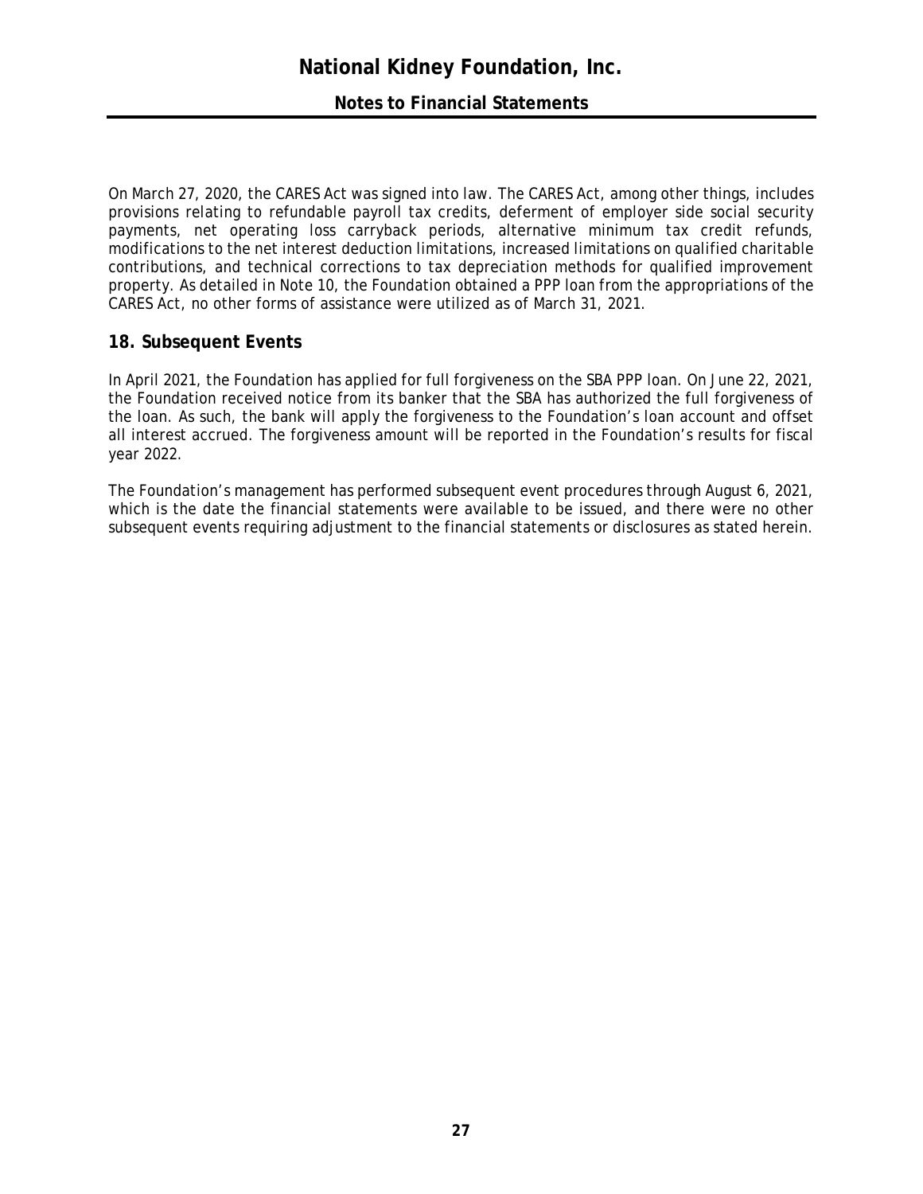On March 27, 2020, the CARES Act was signed into law. The CARES Act, among other things, includes provisions relating to refundable payroll tax credits, deferment of employer side social security payments, net operating loss carryback periods, alternative minimum tax credit refunds, modifications to the net interest deduction limitations, increased limitations on qualified charitable contributions, and technical corrections to tax depreciation methods for qualified improvement property. As detailed in Note 10, the Foundation obtained a PPP loan from the appropriations of the CARES Act, no other forms of assistance were utilized as of March 31, 2021.

## 18. Subsequent Events

In April 2021, the Foundation has applied for full forgiveness on the SBA PPP loan. On June 22, 2021, the Foundation received notice from its banker that the SBA has authorized the full forgiveness of the loan. As such, the bank will apply the forgiveness to the Foundation's loan account and offset all interest accrued. The forgiveness amount will be reported in the Foundation's results for fiscal year 2022.

The Foundation's management has performed subsequent event procedures through August 6, 2021, which is the date the financial statements were available to be issued, and there were no other subsequent events requiring adjustment to the financial statements or disclosures as stated herein.